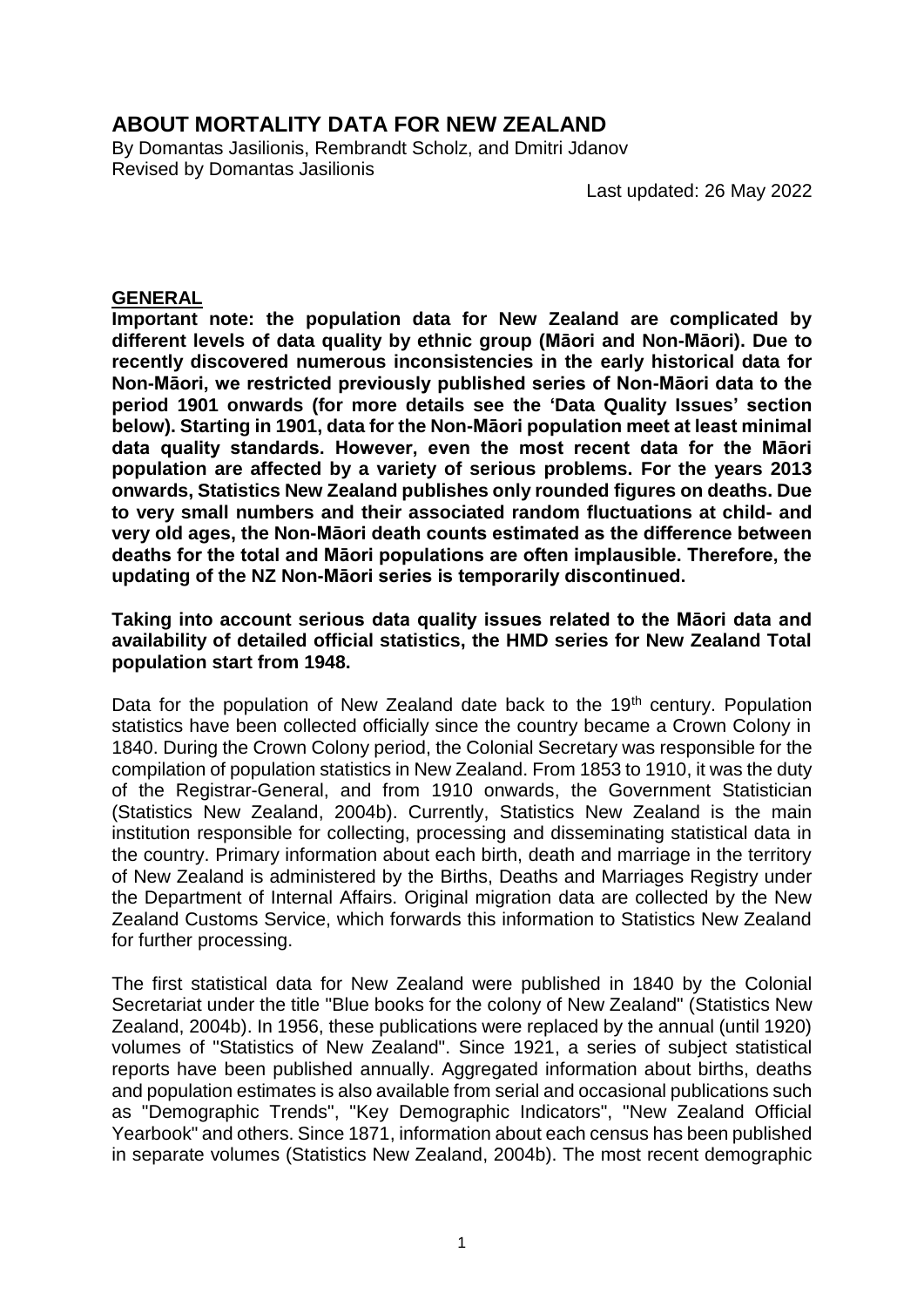# ABOUT MORTALITY DATA FOR NEW ZEALAND

By Domantas Jasilionis, Rembrandt Scholz, and Dmitri Jdanov
Revised by Domantas Jasilionis

Last updated: 26 May 2022

## GENERAL

**Important note: the population data for New Zealand are complicated by different levels of data quality by ethnic group (Māori and Non-Māori). Due to recently discovered numerous inconsistencies in the early historical data for Non-Māori, we restricted previously published series of Non-Māori data to the period 1901 onwards (for more details see the 'Data Quality Issues' section below). Starting in 1901, data for the Non-Māori population meet at least minimal data quality standards. However, even the most recent data for the Māori population are affected by a variety of serious problems. For the years 2013 onwards, Statistics New Zealand publishes only rounded figures on deaths. Due to very small numbers and their associated random fluctuations at child- and very old ages, the Non-Māori death counts estimated as the difference between deaths for the total and Māori populations are often implausible. Therefore, the updating of the NZ Non-Māori series is temporarily discontinued.**

**Taking into account serious data quality issues related to the Māori data and availability of detailed official statistics, the HMD series for New Zealand Total population start from 1948.**

Data for the population of New Zealand date back to the 19th century. Population statistics have been collected officially since the country became a Crown Colony in 1840. During the Crown Colony period, the Colonial Secretary was responsible for the compilation of population statistics in New Zealand. From 1853 to 1910, it was the duty of the Registrar-General, and from 1910 onwards, the Government Statistician (Statistics New Zealand, 2004b). Currently, Statistics New Zealand is the main institution responsible for collecting, processing and disseminating statistical data in the country. Primary information about each birth, death and marriage in the territory of New Zealand is administered by the Births, Deaths and Marriages Registry under the Department of Internal Affairs. Original migration data are collected by the New Zealand Customs Service, which forwards this information to Statistics New Zealand for further processing.

The first statistical data for New Zealand were published in 1840 by the Colonial Secretariat under the title "Blue books for the colony of New Zealand" (Statistics New Zealand, 2004b). In 1956, these publications were replaced by the annual (until 1920) volumes of "Statistics of New Zealand". Since 1921, a series of subject statistical reports have been published annually. Aggregated information about births, deaths and population estimates is also available from serial and occasional publications such as "Demographic Trends", "Key Demographic Indicators", "New Zealand Official Yearbook" and others. Since 1871, information about each census has been published in separate volumes (Statistics New Zealand, 2004b). The most recent demographic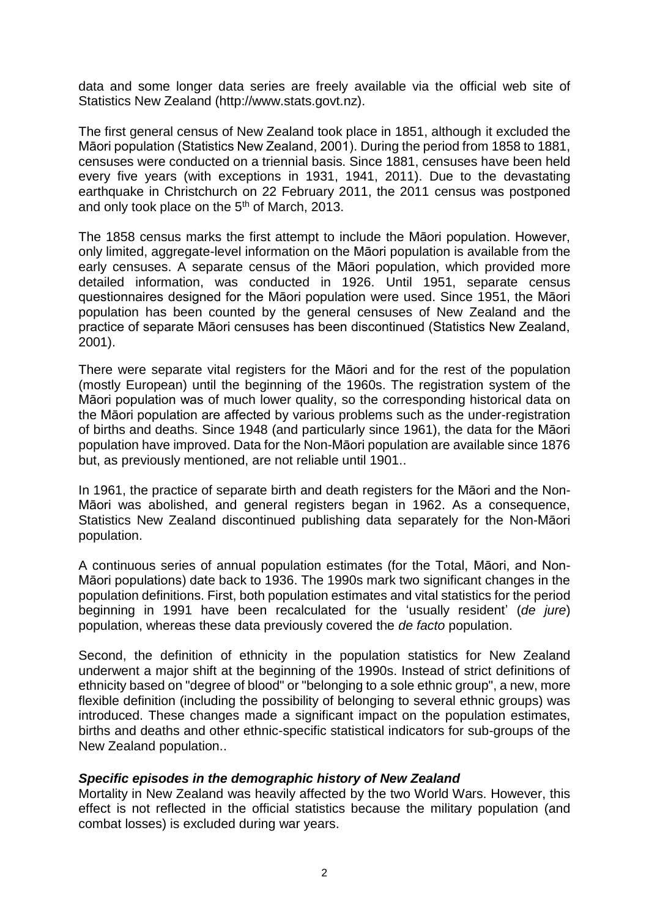data and some longer data series are freely available via the official web site of Statistics New Zealand (http://www.stats.govt.nz).

The first general census of New Zealand took place in 1851, although it excluded the Māori population (Statistics New Zealand, 2001). During the period from 1858 to 1881, censuses were conducted on a triennial basis. Since 1881, censuses have been held every five years (with exceptions in 1931, 1941, 2011). Due to the devastating earthquake in Christchurch on 22 February 2011, the 2011 census was postponed and only took place on the 5th of March, 2013.

The 1858 census marks the first attempt to include the Māori population. However, only limited, aggregate-level information on the Māori population is available from the early censuses. A separate census of the Māori population, which provided more detailed information, was conducted in 1926. Until 1951, separate census questionnaires designed for the Māori population were used. Since 1951, the Māori population has been counted by the general censuses of New Zealand and the practice of separate Māori censuses has been discontinued (Statistics New Zealand, 2001).

There were separate vital registers for the Māori and for the rest of the population (mostly European) until the beginning of the 1960s. The registration system of the Māori population was of much lower quality, so the corresponding historical data on the Māori population are affected by various problems such as the under-registration of births and deaths. Since 1948 (and particularly since 1961), the data for the Māori population have improved. Data for the Non-Māori population are available since 1876 but, as previously mentioned, are not reliable until 1901..

In 1961, the practice of separate birth and death registers for the Māori and the Non-Māori was abolished, and general registers began in 1962. As a consequence, Statistics New Zealand discontinued publishing data separately for the Non-Māori population.

A continuous series of annual population estimates (for the Total, Māori, and Non-Māori populations) date back to 1936. The 1990s mark two significant changes in the population definitions. First, both population estimates and vital statistics for the period beginning in 1991 have been recalculated for the 'usually resident' (*de jure*) population, whereas these data previously covered the *de facto* population.

Second, the definition of ethnicity in the population statistics for New Zealand underwent a major shift at the beginning of the 1990s. Instead of strict definitions of ethnicity based on "degree of blood" or "belonging to a sole ethnic group", a new, more flexible definition (including the possibility of belonging to several ethnic groups) was introduced. These changes made a significant impact on the population estimates, births and deaths and other ethnic-specific statistical indicators for sub-groups of the New Zealand population..

### *Specific episodes in the demographic history of New Zealand*

Mortality in New Zealand was heavily affected by the two World Wars. However, this effect is not reflected in the official statistics because the military population (and combat losses) is excluded during war years.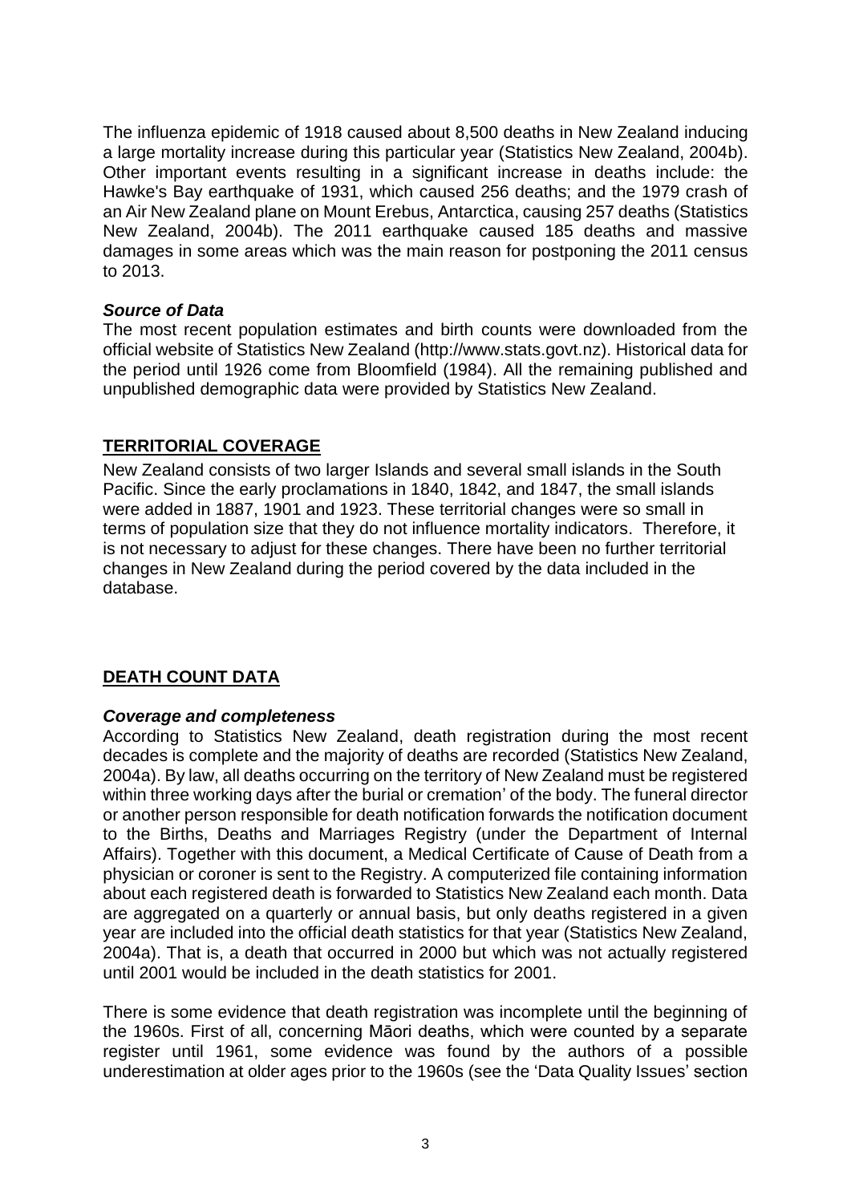The influenza epidemic of 1918 caused about 8,500 deaths in New Zealand inducing a large mortality increase during this particular year (Statistics New Zealand, 2004b). Other important events resulting in a significant increase in deaths include: the Hawke's Bay earthquake of 1931, which caused 256 deaths; and the 1979 crash of an Air New Zealand plane on Mount Erebus, Antarctica, causing 257 deaths (Statistics New Zealand, 2004b). The 2011 earthquake caused 185 deaths and massive damages in some areas which was the main reason for postponing the 2011 census to 2013.

***Source of Data***

The most recent population estimates and birth counts were downloaded from the official website of Statistics New Zealand (http://www.stats.govt.nz). Historical data for the period until 1926 come from Bloomfield (1984). All the remaining published and unpublished demographic data were provided by Statistics New Zealand.

## TERRITORIAL COVERAGE

New Zealand consists of two larger Islands and several small islands in the South Pacific. Since the early proclamations in 1840, 1842, and 1847, the small islands were added in 1887, 1901 and 1923. These territorial changes were so small in terms of population size that they do not influence mortality indicators. Therefore, it is not necessary to adjust for these changes. There have been no further territorial changes in New Zealand during the period covered by the data included in the database.

## DEATH COUNT DATA

***Coverage and completeness***

According to Statistics New Zealand, death registration during the most recent decades is complete and the majority of deaths are recorded (Statistics New Zealand, 2004a). By law, all deaths occurring on the territory of New Zealand must be registered within three working days after the burial or cremation' of the body. The funeral director or another person responsible for death notification forwards the notification document to the Births, Deaths and Marriages Registry (under the Department of Internal Affairs). Together with this document, a Medical Certificate of Cause of Death from a physician or coroner is sent to the Registry. A computerized file containing information about each registered death is forwarded to Statistics New Zealand each month. Data are aggregated on a quarterly or annual basis, but only deaths registered in a given year are included into the official death statistics for that year (Statistics New Zealand, 2004a). That is, a death that occurred in 2000 but which was not actually registered until 2001 would be included in the death statistics for 2001.

There is some evidence that death registration was incomplete until the beginning of the 1960s. First of all, concerning Māori deaths, which were counted by a separate register until 1961, some evidence was found by the authors of a possible underestimation at older ages prior to the 1960s (see the 'Data Quality Issues' section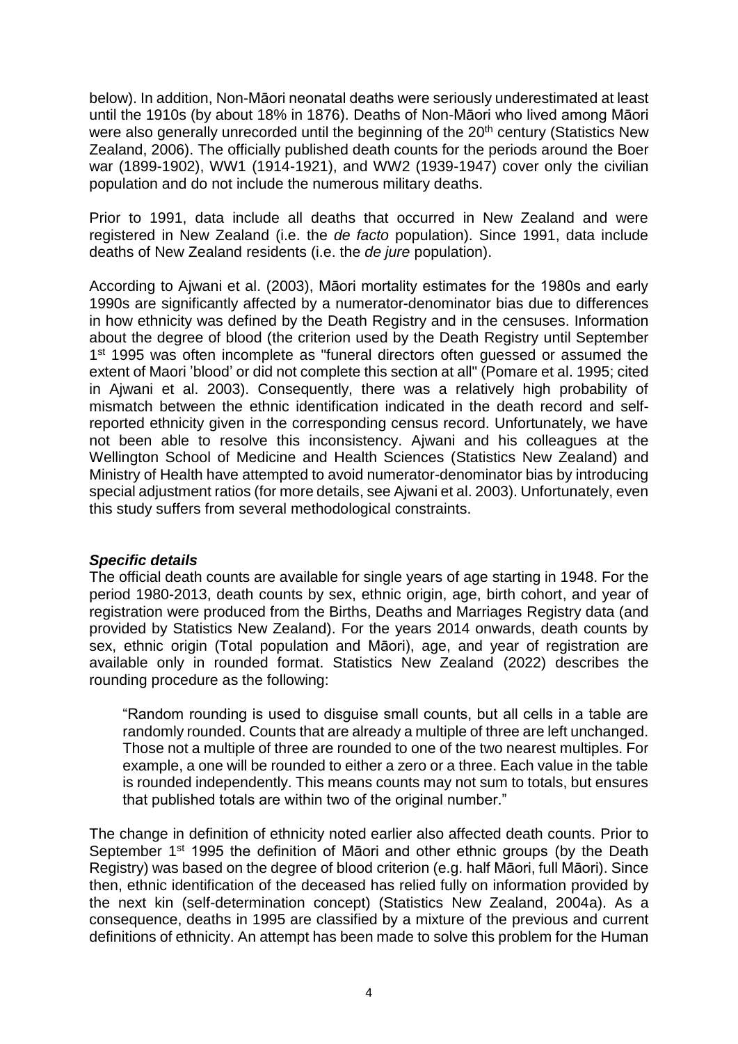below). In addition, Non-Māori neonatal deaths were seriously underestimated at least until the 1910s (by about 18% in 1876). Deaths of Non-Māori who lived among Māori were also generally unrecorded until the beginning of the 20th century (Statistics New Zealand, 2006). The officially published death counts for the periods around the Boer war (1899-1902), WW1 (1914-1921), and WW2 (1939-1947) cover only the civilian population and do not include the numerous military deaths.

Prior to 1991, data include all deaths that occurred in New Zealand and were registered in New Zealand (i.e. the *de facto* population). Since 1991, data include deaths of New Zealand residents (i.e. the *de jure* population).

According to Ajwani et al. (2003), Māori mortality estimates for the 1980s and early 1990s are significantly affected by a numerator-denominator bias due to differences in how ethnicity was defined by the Death Registry and in the censuses. Information about the degree of blood (the criterion used by the Death Registry until September 1st 1995 was often incomplete as "funeral directors often guessed or assumed the extent of Maori 'blood' or did not complete this section at all" (Pomare et al. 1995; cited in Ajwani et al. 2003). Consequently, there was a relatively high probability of mismatch between the ethnic identification indicated in the death record and self-reported ethnicity given in the corresponding census record. Unfortunately, we have not been able to resolve this inconsistency. Ajwani and his colleagues at the Wellington School of Medicine and Health Sciences (Statistics New Zealand) and Ministry of Health have attempted to avoid numerator-denominator bias by introducing special adjustment ratios (for more details, see Ajwani et al. 2003). Unfortunately, even this study suffers from several methodological constraints.

***Specific details***

The official death counts are available for single years of age starting in 1948. For the period 1980-2013, death counts by sex, ethnic origin, age, birth cohort, and year of registration were produced from the Births, Deaths and Marriages Registry data (and provided by Statistics New Zealand). For the years 2014 onwards, death counts by sex, ethnic origin (Total population and Māori), age, and year of registration are available only in rounded format. Statistics New Zealand (2022) describes the rounding procedure as the following:

> "Random rounding is used to disguise small counts, but all cells in a table are randomly rounded. Counts that are already a multiple of three are left unchanged. Those not a multiple of three are rounded to one of the two nearest multiples. For example, a one will be rounded to either a zero or a three. Each value in the table is rounded independently. This means counts may not sum to totals, but ensures that published totals are within two of the original number."

The change in definition of ethnicity noted earlier also affected death counts. Prior to September 1st 1995 the definition of Māori and other ethnic groups (by the Death Registry) was based on the degree of blood criterion (e.g. half Māori, full Māori). Since then, ethnic identification of the deceased has relied fully on information provided by the next kin (self-determination concept) (Statistics New Zealand, 2004a). As a consequence, deaths in 1995 are classified by a mixture of the previous and current definitions of ethnicity. An attempt has been made to solve this problem for the Human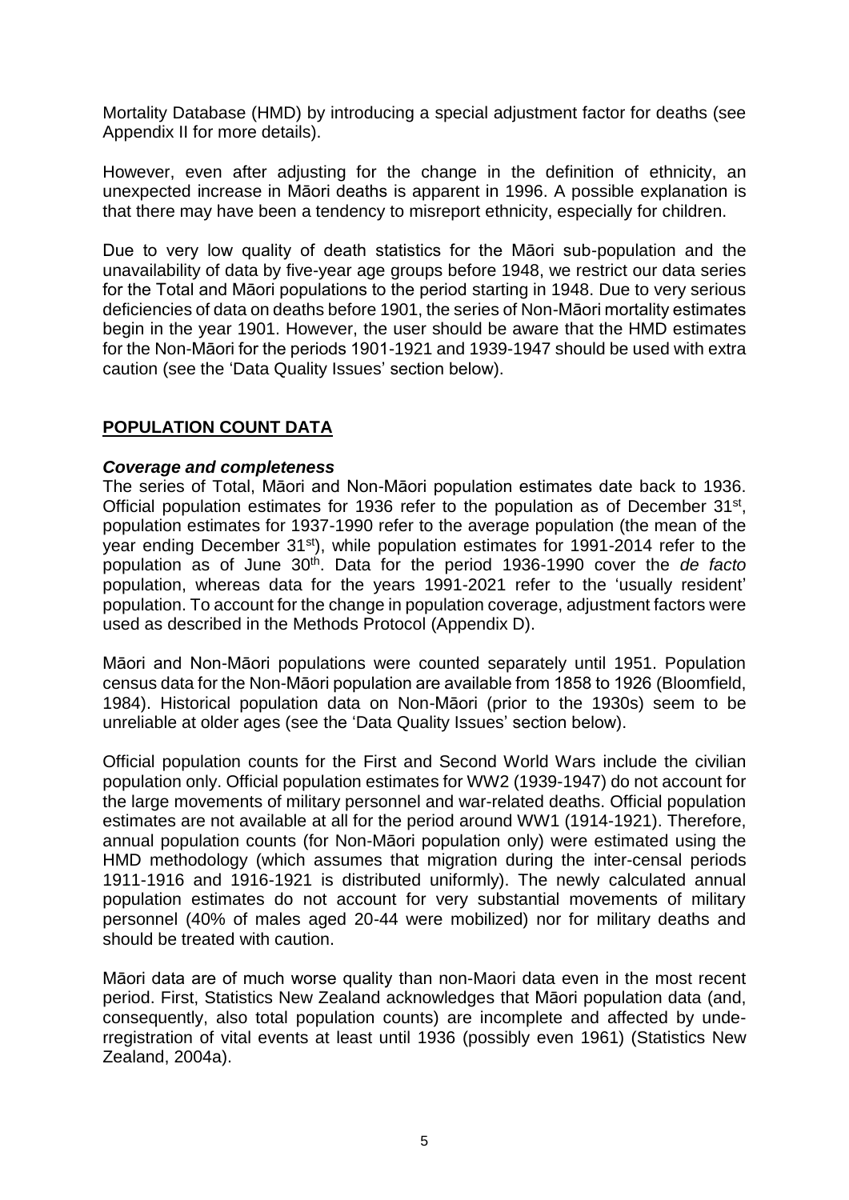Mortality Database (HMD) by introducing a special adjustment factor for deaths (see Appendix II for more details).

However, even after adjusting for the change in the definition of ethnicity, an unexpected increase in Māori deaths is apparent in 1996. A possible explanation is that there may have been a tendency to misreport ethnicity, especially for children.

Due to very low quality of death statistics for the Māori sub-population and the unavailability of data by five-year age groups before 1948, we restrict our data series for the Total and Māori populations to the period starting in 1948. Due to very serious deficiencies of data on deaths before 1901, the series of Non-Māori mortality estimates begin in the year 1901. However, the user should be aware that the HMD estimates for the Non-Māori for the periods 1901-1921 and 1939-1947 should be used with extra caution (see the 'Data Quality Issues' section below).

## POPULATION COUNT DATA

### *Coverage and completeness*

The series of Total, Māori and Non-Māori population estimates date back to 1936. Official population estimates for 1936 refer to the population as of December 31st, population estimates for 1937-1990 refer to the average population (the mean of the year ending December 31st), while population estimates for 1991-2014 refer to the population as of June 30th. Data for the period 1936-1990 cover the *de facto* population, whereas data for the years 1991-2021 refer to the 'usually resident' population. To account for the change in population coverage, adjustment factors were used as described in the Methods Protocol (Appendix D).

Māori and Non-Māori populations were counted separately until 1951. Population census data for the Non-Māori population are available from 1858 to 1926 (Bloomfield, 1984). Historical population data on Non-Māori (prior to the 1930s) seem to be unreliable at older ages (see the 'Data Quality Issues' section below).

Official population counts for the First and Second World Wars include the civilian population only. Official population estimates for WW2 (1939-1947) do not account for the large movements of military personnel and war-related deaths. Official population estimates are not available at all for the period around WW1 (1914-1921). Therefore, annual population counts (for Non-Māori population only) were estimated using the HMD methodology (which assumes that migration during the inter-censal periods 1911-1916 and 1916-1921 is distributed uniformly). The newly calculated annual population estimates do not account for very substantial movements of military personnel (40% of males aged 20-44 were mobilized) nor for military deaths and should be treated with caution.

Māori data are of much worse quality than non-Maori data even in the most recent period. First, Statistics New Zealand acknowledges that Māori population data (and, consequently, also total population counts) are incomplete and affected by underregistration of vital events at least until 1936 (possibly even 1961) (Statistics New Zealand, 2004a).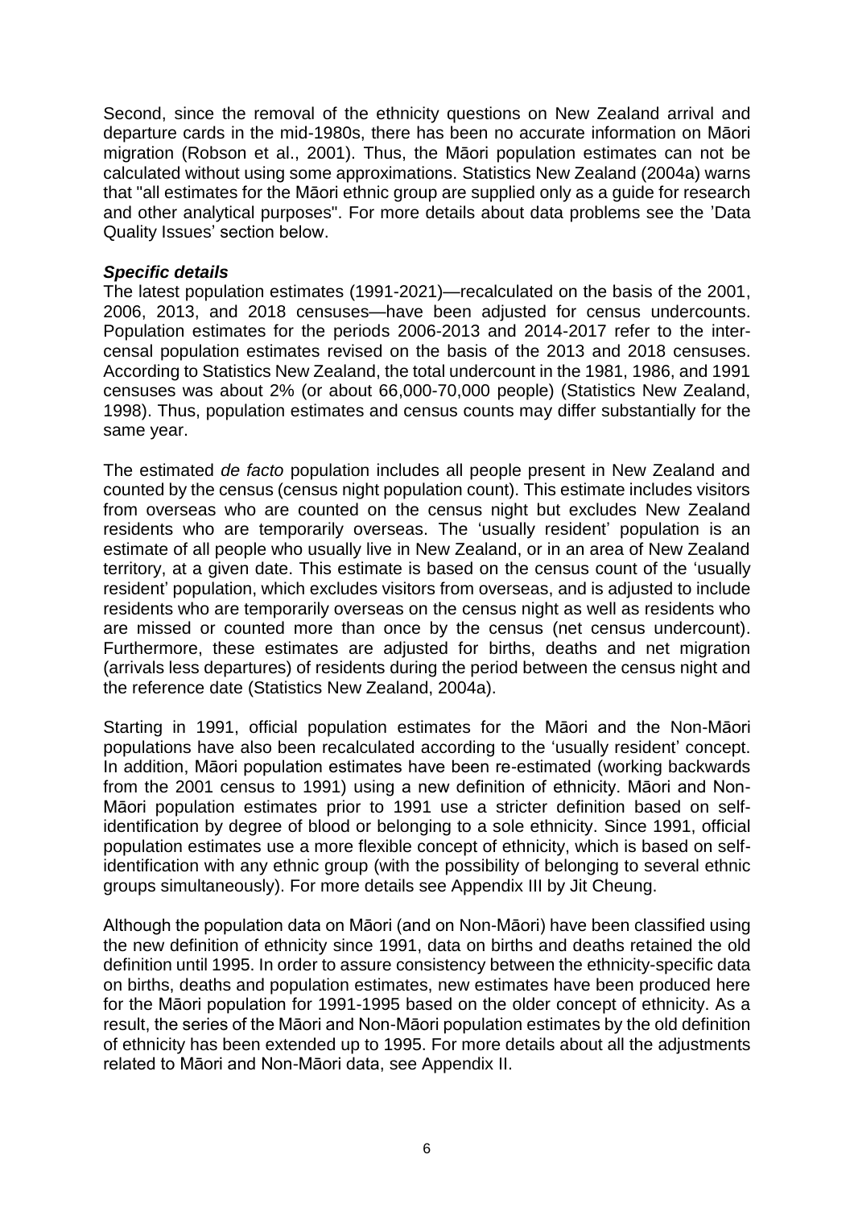Second, since the removal of the ethnicity questions on New Zealand arrival and departure cards in the mid-1980s, there has been no accurate information on Māori migration (Robson et al., 2001). Thus, the Māori population estimates can not be calculated without using some approximations. Statistics New Zealand (2004a) warns that "all estimates for the Māori ethnic group are supplied only as a guide for research and other analytical purposes". For more details about data problems see the 'Data Quality Issues' section below.

***Specific details***

The latest population estimates (1991-2021)—recalculated on the basis of the 2001, 2006, 2013, and 2018 censuses—have been adjusted for census undercounts. Population estimates for the periods 2006-2013 and 2014-2017 refer to the inter-censal population estimates revised on the basis of the 2013 and 2018 censuses. According to Statistics New Zealand, the total undercount in the 1981, 1986, and 1991 censuses was about 2% (or about 66,000-70,000 people) (Statistics New Zealand, 1998). Thus, population estimates and census counts may differ substantially for the same year.

The estimated *de facto* population includes all people present in New Zealand and counted by the census (census night population count). This estimate includes visitors from overseas who are counted on the census night but excludes New Zealand residents who are temporarily overseas. The 'usually resident' population is an estimate of all people who usually live in New Zealand, or in an area of New Zealand territory, at a given date. This estimate is based on the census count of the 'usually resident' population, which excludes visitors from overseas, and is adjusted to include residents who are temporarily overseas on the census night as well as residents who are missed or counted more than once by the census (net census undercount). Furthermore, these estimates are adjusted for births, deaths and net migration (arrivals less departures) of residents during the period between the census night and the reference date (Statistics New Zealand, 2004a).

Starting in 1991, official population estimates for the Māori and the Non-Māori populations have also been recalculated according to the 'usually resident' concept. In addition, Māori population estimates have been re-estimated (working backwards from the 2001 census to 1991) using a new definition of ethnicity. Māori and Non-Māori population estimates prior to 1991 use a stricter definition based on self-identification by degree of blood or belonging to a sole ethnicity. Since 1991, official population estimates use a more flexible concept of ethnicity, which is based on self-identification with any ethnic group (with the possibility of belonging to several ethnic groups simultaneously). For more details see Appendix III by Jit Cheung.

Although the population data on Māori (and on Non-Māori) have been classified using the new definition of ethnicity since 1991, data on births and deaths retained the old definition until 1995. In order to assure consistency between the ethnicity-specific data on births, deaths and population estimates, new estimates have been produced here for the Māori population for 1991-1995 based on the older concept of ethnicity. As a result, the series of the Māori and Non-Māori population estimates by the old definition of ethnicity has been extended up to 1995. For more details about all the adjustments related to Māori and Non-Māori data, see Appendix II.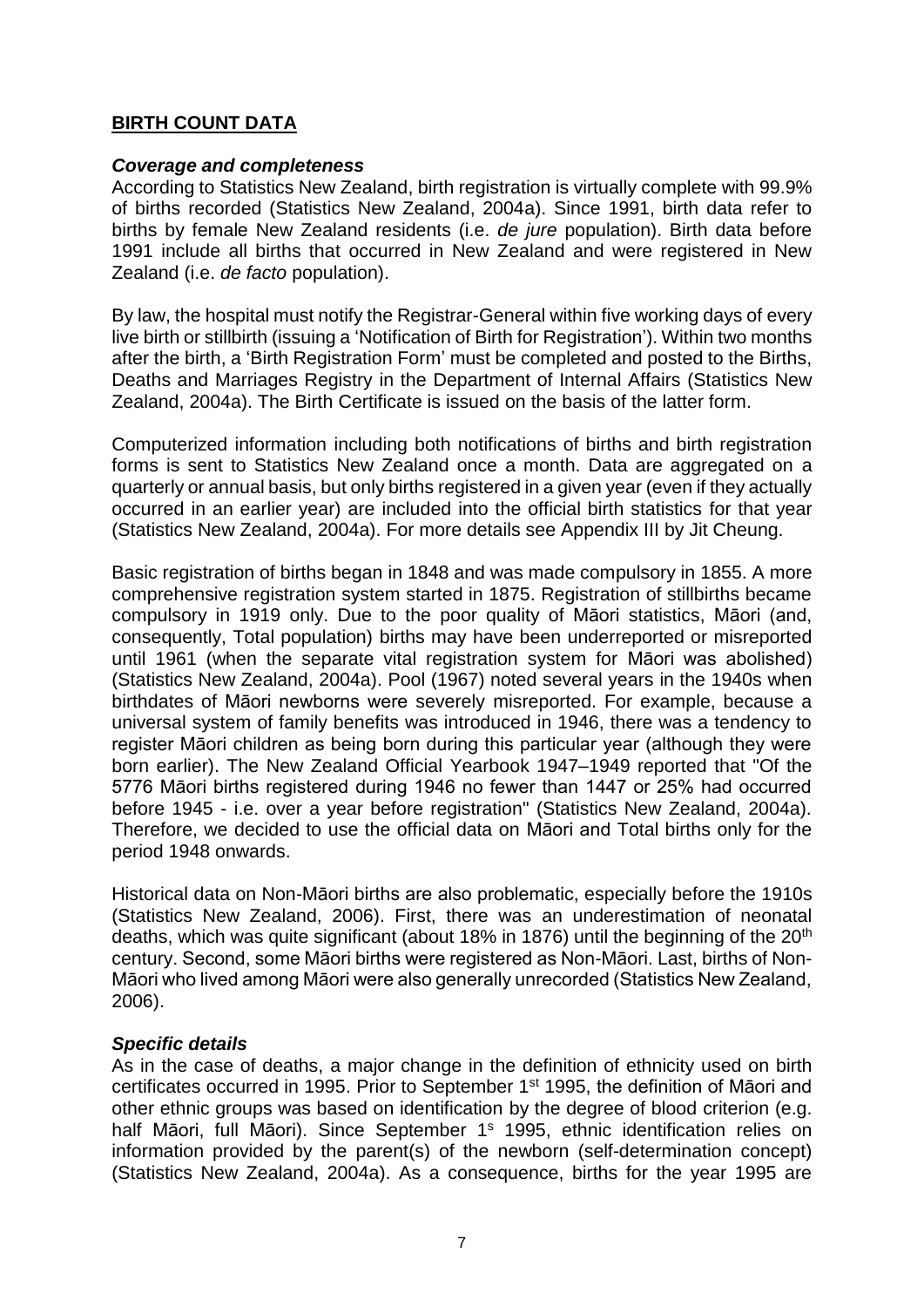## BIRTH COUNT DATA

### *Coverage and completeness*

According to Statistics New Zealand, birth registration is virtually complete with 99.9% of births recorded (Statistics New Zealand, 2004a). Since 1991, birth data refer to births by female New Zealand residents (i.e. *de jure* population). Birth data before 1991 include all births that occurred in New Zealand and were registered in New Zealand (i.e. *de facto* population).

By law, the hospital must notify the Registrar-General within five working days of every live birth or stillbirth (issuing a 'Notification of Birth for Registration'). Within two months after the birth, a 'Birth Registration Form' must be completed and posted to the Births, Deaths and Marriages Registry in the Department of Internal Affairs (Statistics New Zealand, 2004a). The Birth Certificate is issued on the basis of the latter form.

Computerized information including both notifications of births and birth registration forms is sent to Statistics New Zealand once a month. Data are aggregated on a quarterly or annual basis, but only births registered in a given year (even if they actually occurred in an earlier year) are included into the official birth statistics for that year (Statistics New Zealand, 2004a). For more details see Appendix III by Jit Cheung.

Basic registration of births began in 1848 and was made compulsory in 1855. A more comprehensive registration system started in 1875. Registration of stillbirths became compulsory in 1919 only. Due to the poor quality of Māori statistics, Māori (and, consequently, Total population) births may have been underreported or misreported until 1961 (when the separate vital registration system for Māori was abolished) (Statistics New Zealand, 2004a). Pool (1967) noted several years in the 1940s when birthdates of Māori newborns were severely misreported. For example, because a universal system of family benefits was introduced in 1946, there was a tendency to register Māori children as being born during this particular year (although they were born earlier). The New Zealand Official Yearbook 1947–1949 reported that "Of the 5776 Māori births registered during 1946 no fewer than 1447 or 25% had occurred before 1945 - i.e. over a year before registration" (Statistics New Zealand, 2004a). Therefore, we decided to use the official data on Māori and Total births only for the period 1948 onwards.

Historical data on Non-Māori births are also problematic, especially before the 1910s (Statistics New Zealand, 2006). First, there was an underestimation of neonatal deaths, which was quite significant (about 18% in 1876) until the beginning of the 20th century. Second, some Māori births were registered as Non-Māori. Last, births of Non-Māori who lived among Māori were also generally unrecorded (Statistics New Zealand, 2006).

### *Specific details*

As in the case of deaths, a major change in the definition of ethnicity used on birth certificates occurred in 1995. Prior to September 1st 1995, the definition of Māori and other ethnic groups was based on identification by the degree of blood criterion (e.g. half Māori, full Māori). Since September 1s 1995, ethnic identification relies on information provided by the parent(s) of the newborn (self-determination concept) (Statistics New Zealand, 2004a). As a consequence, births for the year 1995 are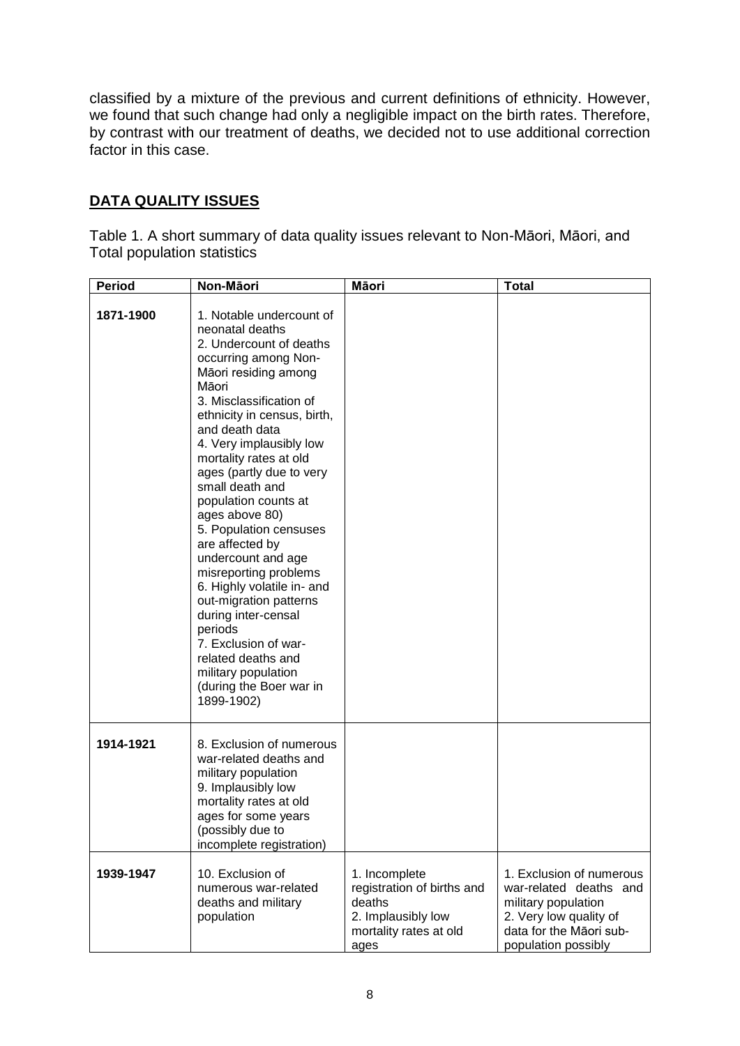classified by a mixture of the previous and current definitions of ethnicity. However, we found that such change had only a negligible impact on the birth rates. Therefore, by contrast with our treatment of deaths, we decided not to use additional correction factor in this case.

## DATA QUALITY ISSUES

Table 1. A short summary of data quality issues relevant to Non-Māori, Māori, and Total population statistics

| Period | Non-Māori | Māori | Total |
|---|---|---|---|
| 1871-1900 | 1. Notable undercount of neonatal deaths<br>2. Undercount of deaths occurring among Non-Māori residing among Māori<br>3. Misclassification of ethnicity in census, birth, and death data<br>4. Very implausibly low mortality rates at old ages (partly due to very small death and population counts at ages above 80)<br>5. Population censuses are affected by undercount and age misreporting problems<br>6. Highly volatile in- and out-migration patterns during inter-censal periods<br>7. Exclusion of war-related deaths and military population (during the Boer war in 1899-1902) | | |
| 1914-1921 | 8. Exclusion of numerous war-related deaths and military population<br>9. Implausibly low mortality rates at old ages for some years (possibly due to incomplete registration) | | |
| 1939-1947 | 10. Exclusion of numerous war-related deaths and military population | 1. Incomplete registration of births and deaths<br>2. Implausibly low mortality rates at old ages | 1. Exclusion of numerous war-related deaths and military population<br>2. Very low quality of data for the Māori sub-population possibly |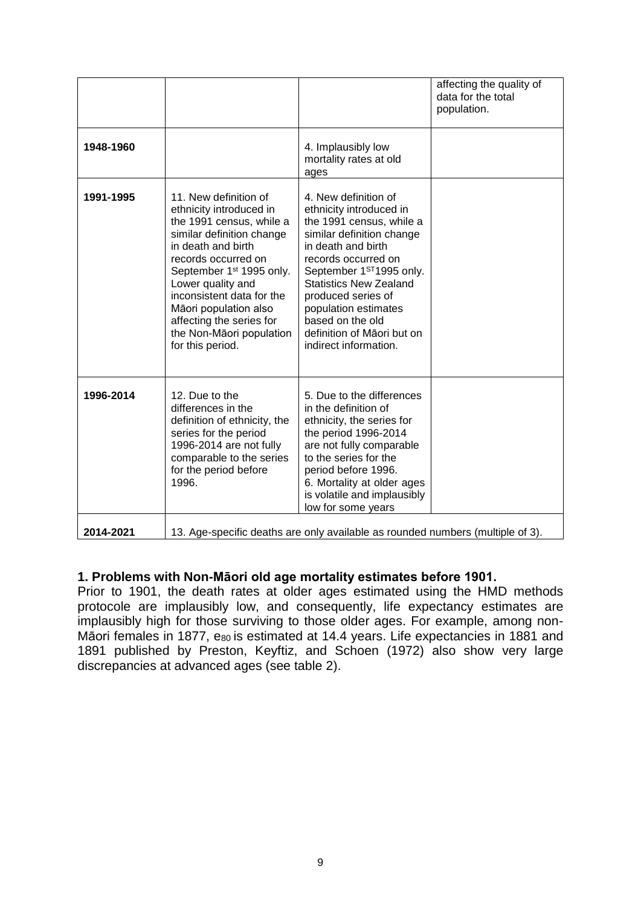|  |  |  | affecting the quality of data for the total population. |
|---|---|---|---|
| **1948-1960** |  | 4. Implausibly low mortality rates at old ages |  |
| **1991-1995** | 11. New definition of ethnicity introduced in the 1991 census, while a similar definition change in death and birth records occurred on September 1st 1995 only. Lower quality and inconsistent data for the Māori population also affecting the series for the Non-Māori population for this period. | 4. New definition of ethnicity introduced in the 1991 census, while a similar definition change in death and birth records occurred on September 1ST1995 only. Statistics New Zealand produced series of population estimates based on the old definition of Māori but on indirect information. |  |
| **1996-2014** | 12. Due to the differences in the definition of ethnicity, the series for the period 1996-2014 are not fully comparable to the series for the period before 1996. | 5. Due to the differences in the definition of ethnicity, the series for the period 1996-2014 are not fully comparable to the series for the period before 1996. 6. Mortality at older ages is volatile and implausibly low for some years |  |
| **2014-2021** | 13. Age-specific deaths are only available as rounded numbers (multiple of 3). |  |  |

### 1. Problems with Non-Māori old age mortality estimates before 1901.

Prior to 1901, the death rates at older ages estimated using the HMD methods protocole are implausibly low, and consequently, life expectancy estimates are implausibly high for those surviving to those older ages. For example, among non-Māori females in 1877, $e_{80}$ is estimated at 14.4 years. Life expectancies in 1881 and 1891 published by Preston, Keyftiz, and Schoen (1972) also show very large discrepancies at advanced ages (see table 2).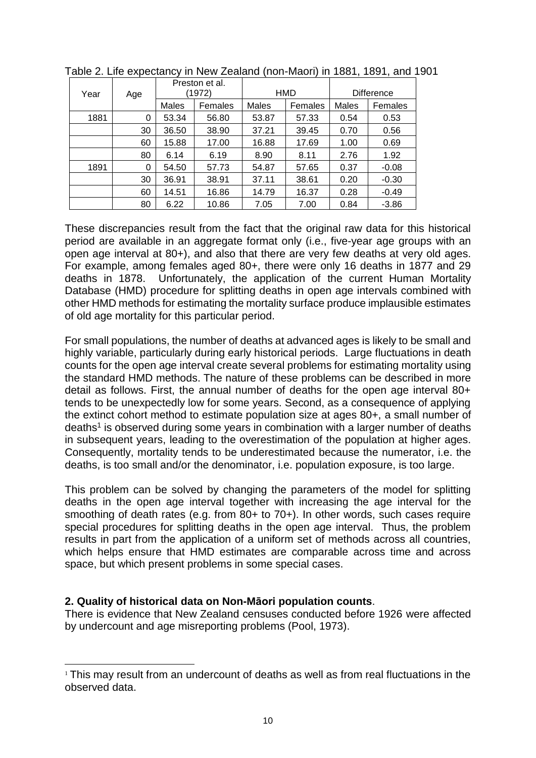Table 2. Life expectancy in New Zealand (non-Maori) in 1881, 1891, and 1901

| Year | Age | Preston et al. (1972) | | HMD | | Difference | |
|---|---|---|---|---|---|---|---|
| | | Males | Females | Males | Females | Males | Females |
| 1881 | 0 | 53.34 | 56.80 | 53.87 | 57.33 | 0.54 | 0.53 |
| | 30 | 36.50 | 38.90 | 37.21 | 39.45 | 0.70 | 0.56 |
| | 60 | 15.88 | 17.00 | 16.88 | 17.69 | 1.00 | 0.69 |
| | 80 | 6.14 | 6.19 | 8.90 | 8.11 | 2.76 | 1.92 |
| 1891 | 0 | 54.50 | 57.73 | 54.87 | 57.65 | 0.37 | -0.08 |
| | 30 | 36.91 | 38.91 | 37.11 | 38.61 | 0.20 | -0.30 |
| | 60 | 14.51 | 16.86 | 14.79 | 16.37 | 0.28 | -0.49 |
| | 80 | 6.22 | 10.86 | 7.05 | 7.00 | 0.84 | -3.86 |

These discrepancies result from the fact that the original raw data for this historical period are available in an aggregate format only (i.e., five-year age groups with an open age interval at 80+), and also that there are very few deaths at very old ages. For example, among females aged 80+, there were only 16 deaths in 1877 and 29 deaths in 1878. Unfortunately, the application of the current Human Mortality Database (HMD) procedure for splitting deaths in open age intervals combined with other HMD methods for estimating the mortality surface produce implausible estimates of old age mortality for this particular period.

For small populations, the number of deaths at advanced ages is likely to be small and highly variable, particularly during early historical periods. Large fluctuations in death counts for the open age interval create several problems for estimating mortality using the standard HMD methods. The nature of these problems can be described in more detail as follows. First, the annual number of deaths for the open age interval 80+ tends to be unexpectedly low for some years. Second, as a consequence of applying the extinct cohort method to estimate population size at ages 80+, a small number of deaths[1] is observed during some years in combination with a larger number of deaths in subsequent years, leading to the overestimation of the population at higher ages. Consequently, mortality tends to be underestimated because the numerator, i.e. the deaths, is too small and/or the denominator, i.e. population exposure, is too large.

This problem can be solved by changing the parameters of the model for splitting deaths in the open age interval together with increasing the age interval for the smoothing of death rates (e.g. from 80+ to 70+). In other words, such cases require special procedures for splitting deaths in the open age interval. Thus, the problem results in part from the application of a uniform set of methods across all countries, which helps ensure that HMD estimates are comparable across time and across space, but which present problems in some special cases.

**2. Quality of historical data on Non-Māori population counts**.

There is evidence that New Zealand censuses conducted before 1926 were affected by undercount and age misreporting problems (Pool, 1973).

[1] This may result from an undercount of deaths as well as from real fluctuations in the observed data.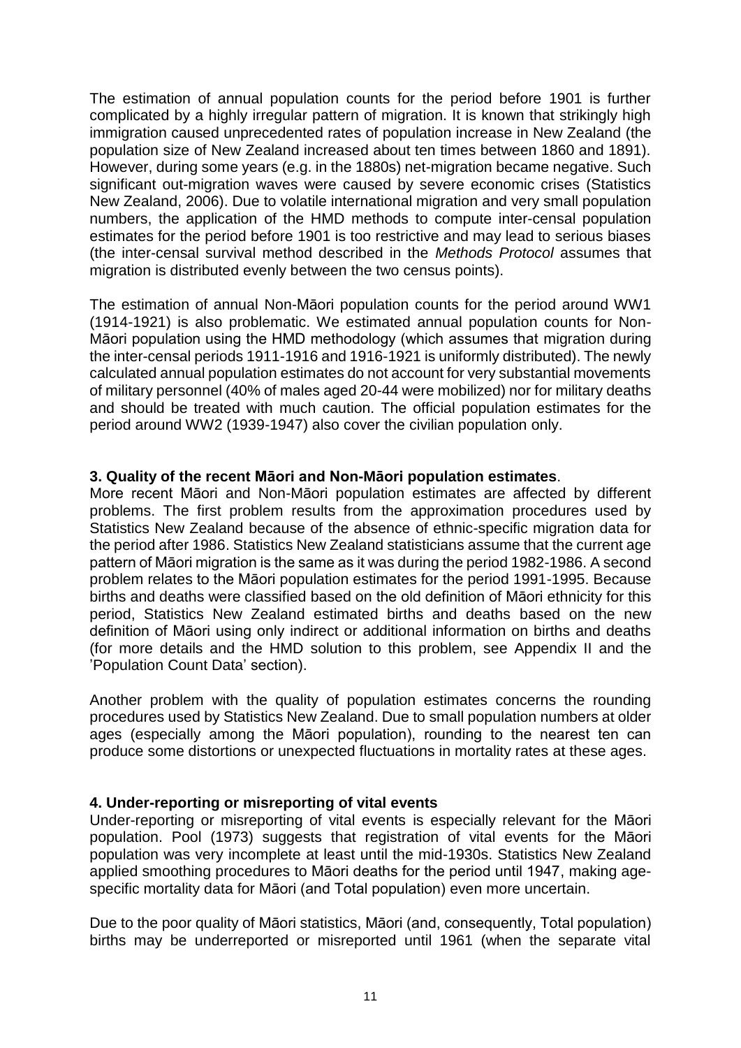The estimation of annual population counts for the period before 1901 is further complicated by a highly irregular pattern of migration. It is known that strikingly high immigration caused unprecedented rates of population increase in New Zealand (the population size of New Zealand increased about ten times between 1860 and 1891). However, during some years (e.g. in the 1880s) net-migration became negative. Such significant out-migration waves were caused by severe economic crises (Statistics New Zealand, 2006). Due to volatile international migration and very small population numbers, the application of the HMD methods to compute inter-censal population estimates for the period before 1901 is too restrictive and may lead to serious biases (the inter-censal survival method described in the *Methods Protocol* assumes that migration is distributed evenly between the two census points).

The estimation of annual Non-Māori population counts for the period around WW1 (1914-1921) is also problematic. We estimated annual population counts for Non-Māori population using the HMD methodology (which assumes that migration during the inter-censal periods 1911-1916 and 1916-1921 is uniformly distributed). The newly calculated annual population estimates do not account for very substantial movements of military personnel (40% of males aged 20-44 were mobilized) nor for military deaths and should be treated with much caution. The official population estimates for the period around WW2 (1939-1947) also cover the civilian population only.

**3. Quality of the recent Māori and Non-Māori population estimates**.

More recent Māori and Non-Māori population estimates are affected by different problems. The first problem results from the approximation procedures used by Statistics New Zealand because of the absence of ethnic-specific migration data for the period after 1986. Statistics New Zealand statisticians assume that the current age pattern of Māori migration is the same as it was during the period 1982-1986. A second problem relates to the Māori population estimates for the period 1991-1995. Because births and deaths were classified based on the old definition of Māori ethnicity for this period, Statistics New Zealand estimated births and deaths based on the new definition of Māori using only indirect or additional information on births and deaths (for more details and the HMD solution to this problem, see Appendix II and the 'Population Count Data' section).

Another problem with the quality of population estimates concerns the rounding procedures used by Statistics New Zealand. Due to small population numbers at older ages (especially among the Māori population), rounding to the nearest ten can produce some distortions or unexpected fluctuations in mortality rates at these ages.

**4. Under-reporting or misreporting of vital events**

Under-reporting or misreporting of vital events is especially relevant for the Māori population. Pool (1973) suggests that registration of vital events for the Māori population was very incomplete at least until the mid-1930s. Statistics New Zealand applied smoothing procedures to Māori deaths for the period until 1947, making age-specific mortality data for Māori (and Total population) even more uncertain.

Due to the poor quality of Māori statistics, Māori (and, consequently, Total population) births may be underreported or misreported until 1961 (when the separate vital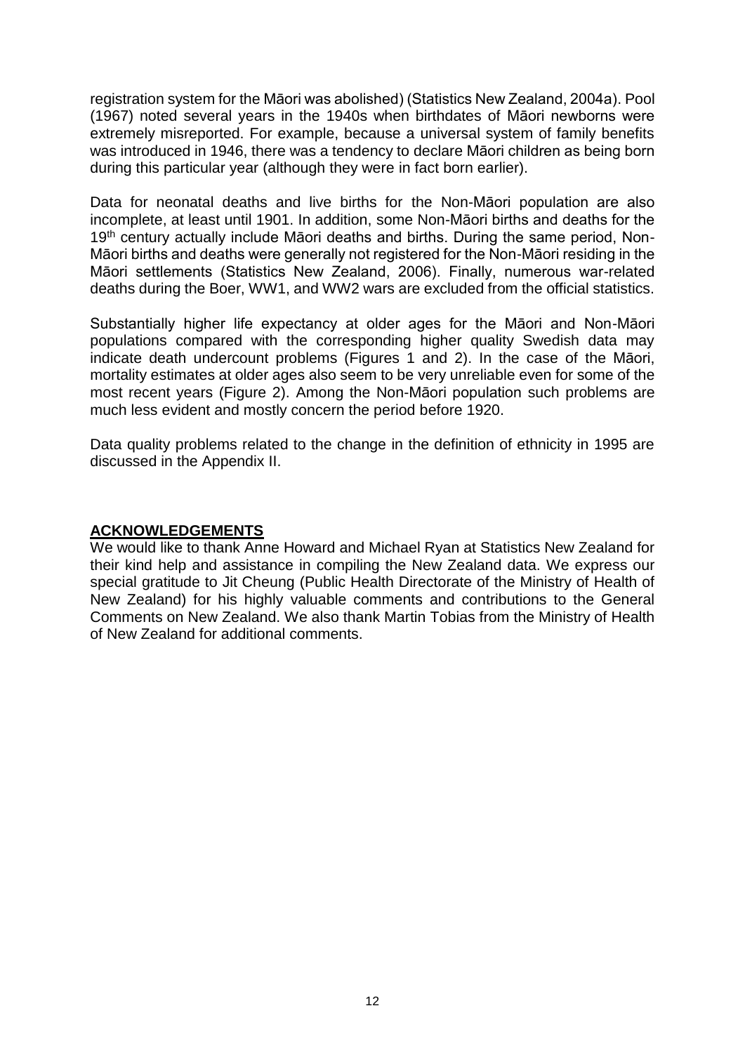registration system for the Māori was abolished) (Statistics New Zealand, 2004a). Pool (1967) noted several years in the 1940s when birthdates of Māori newborns were extremely misreported. For example, because a universal system of family benefits was introduced in 1946, there was a tendency to declare Māori children as being born during this particular year (although they were in fact born earlier).

Data for neonatal deaths and live births for the Non-Māori population are also incomplete, at least until 1901. In addition, some Non-Māori births and deaths for the 19th century actually include Māori deaths and births. During the same period, Non-Māori births and deaths were generally not registered for the Non-Māori residing in the Māori settlements (Statistics New Zealand, 2006). Finally, numerous war-related deaths during the Boer, WW1, and WW2 wars are excluded from the official statistics.

Substantially higher life expectancy at older ages for the Māori and Non-Māori populations compared with the corresponding higher quality Swedish data may indicate death undercount problems (Figures 1 and 2). In the case of the Māori, mortality estimates at older ages also seem to be very unreliable even for some of the most recent years (Figure 2). Among the Non-Māori population such problems are much less evident and mostly concern the period before 1920.

Data quality problems related to the change in the definition of ethnicity in 1995 are discussed in the Appendix II.

## ACKNOWLEDGEMENTS

We would like to thank Anne Howard and Michael Ryan at Statistics New Zealand for their kind help and assistance in compiling the New Zealand data. We express our special gratitude to Jit Cheung (Public Health Directorate of the Ministry of Health of New Zealand) for his highly valuable comments and contributions to the General Comments on New Zealand. We also thank Martin Tobias from the Ministry of Health of New Zealand for additional comments.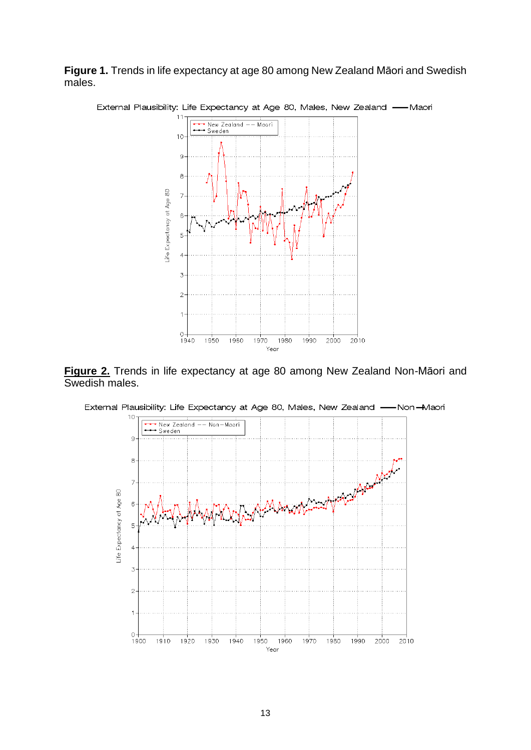**Figure 1.** Trends in life expectancy at age 80 among New Zealand Māori and Swedish males.

**Figure 2.** Trends in life expectancy at age 80 among New Zealand Non-Māori and Swedish males.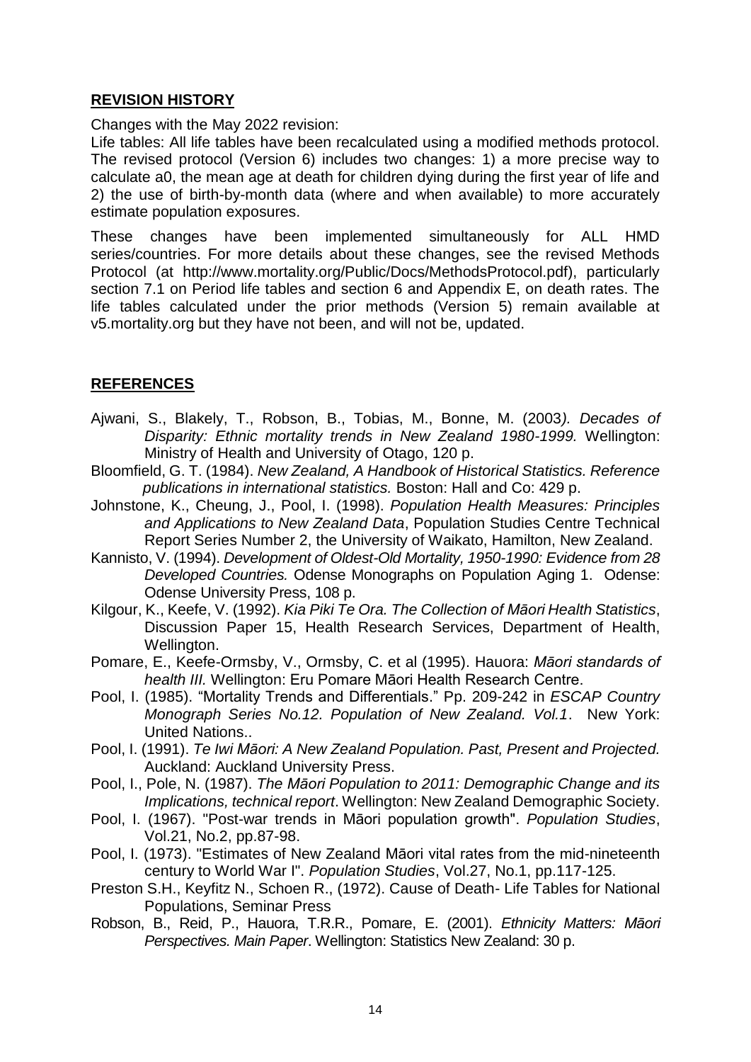## REVISION HISTORY

Changes with the May 2022 revision:

Life tables: All life tables have been recalculated using a modified methods protocol. The revised protocol (Version 6) includes two changes: 1) a more precise way to calculate a0, the mean age at death for children dying during the first year of life and 2) the use of birth-by-month data (where and when available) to more accurately estimate population exposures.

These changes have been implemented simultaneously for ALL HMD series/countries. For more details about these changes, see the revised Methods Protocol (at http://www.mortality.org/Public/Docs/MethodsProtocol.pdf), particularly section 7.1 on Period life tables and section 6 and Appendix E, on death rates. The life tables calculated under the prior methods (Version 5) remain available at v5.mortality.org but they have not been, and will not be, updated.

## REFERENCES

Ajwani, S., Blakely, T., Robson, B., Tobias, M., Bonne, M. (2003*). Decades of Disparity: Ethnic mortality trends in New Zealand 1980-1999.* Wellington: Ministry of Health and University of Otago, 120 p.

Bloomfield, G. T. (1984). *New Zealand, A Handbook of Historical Statistics. Reference publications in international statistics.* Boston: Hall and Co: 429 p.

Johnstone, K., Cheung, J., Pool, I. (1998). *Population Health Measures: Principles and Applications to New Zealand Data*, Population Studies Centre Technical Report Series Number 2, the University of Waikato, Hamilton, New Zealand.

Kannisto, V. (1994). *Development of Oldest-Old Mortality, 1950-1990: Evidence from 28 Developed Countries.* Odense Monographs on Population Aging 1. Odense: Odense University Press, 108 p.

Kilgour, K., Keefe, V. (1992). *Kia Piki Te Ora. The Collection of Māori Health Statistics*, Discussion Paper 15, Health Research Services, Department of Health, Wellington.

Pomare, E., Keefe-Ormsby, V., Ormsby, C. et al (1995). Hauora: *Māori standards of health III.* Wellington: Eru Pomare Māori Health Research Centre.

Pool, I. (1985). "Mortality Trends and Differentials." Pp. 209-242 in *ESCAP Country Monograph Series No.12. Population of New Zealand. Vol.1*. New York: United Nations..

Pool, I. (1991). *Te Iwi Māori: A New Zealand Population. Past, Present and Projected.* Auckland: Auckland University Press.

Pool, I., Pole, N. (1987). *The Māori Population to 2011: Demographic Change and its Implications, technical report*. Wellington: New Zealand Demographic Society.

Pool, I. (1967). "Post-war trends in Māori population growth". *Population Studies*, Vol.21, No.2, pp.87-98.

Pool, I. (1973). "Estimates of New Zealand Māori vital rates from the mid-nineteenth century to World War I". *Population Studies*, Vol.27, No.1, pp.117-125.

Preston S.H., Keyfitz N., Schoen R., (1972). Cause of Death- Life Tables for National Populations, Seminar Press

Robson, B., Reid, P., Hauora, T.R.R., Pomare, E. (2001). *Ethnicity Matters: Māori Perspectives. Main Paper*. Wellington: Statistics New Zealand: 30 p.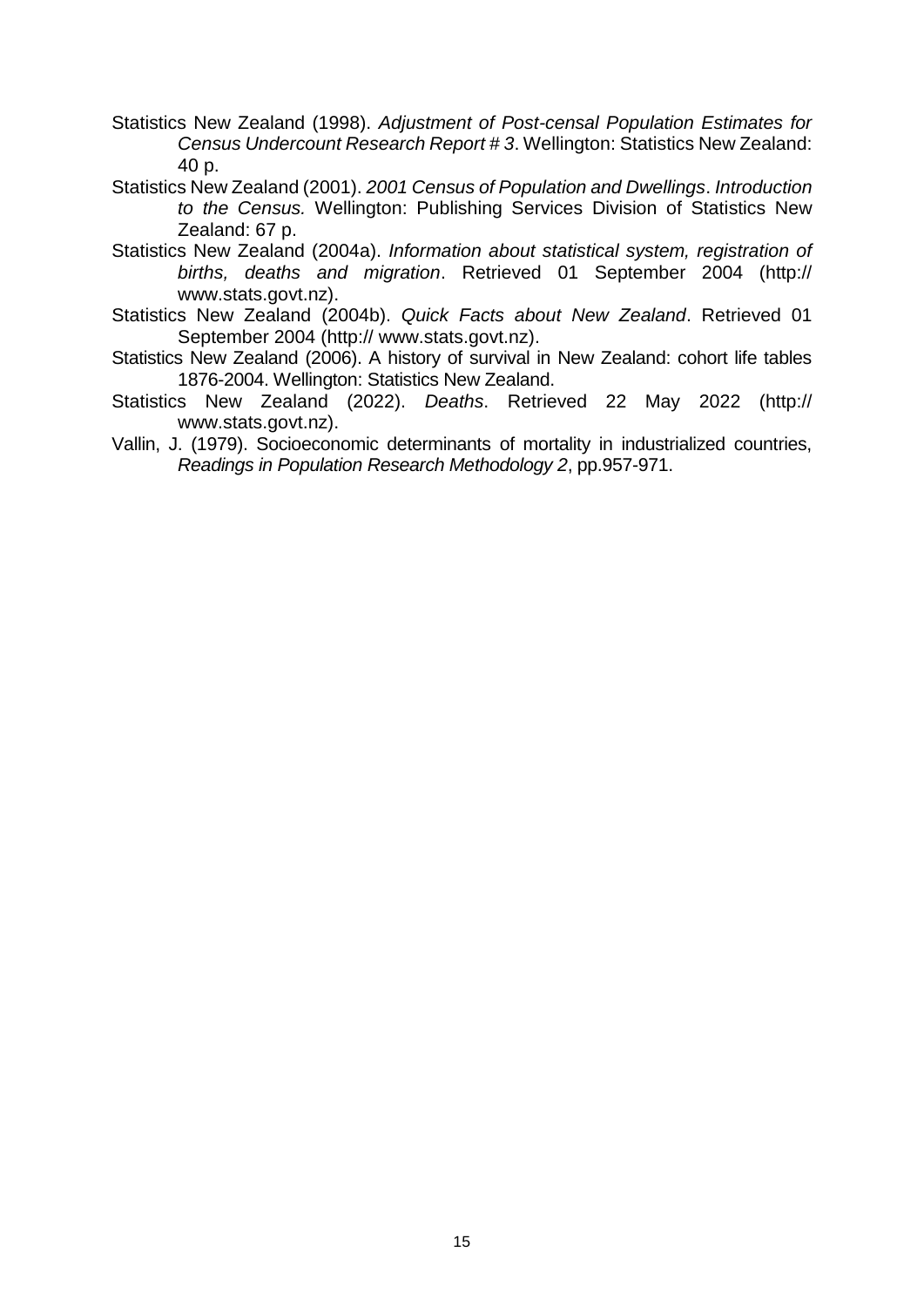Statistics New Zealand (1998). *Adjustment of Post-censal Population Estimates for Census Undercount Research Report # 3*. Wellington: Statistics New Zealand: 40 p.

Statistics New Zealand (2001). *2001 Census of Population and Dwellings*. *Introduction to the Census.* Wellington: Publishing Services Division of Statistics New Zealand: 67 p.

Statistics New Zealand (2004a). *Information about statistical system, registration of births, deaths and migration*. Retrieved 01 September 2004 (http:// www.stats.govt.nz).

Statistics New Zealand (2004b). *Quick Facts about New Zealand*. Retrieved 01 September 2004 (http:// www.stats.govt.nz).

Statistics New Zealand (2006). A history of survival in New Zealand: cohort life tables 1876-2004. Wellington: Statistics New Zealand.

Statistics New Zealand (2022). *Deaths*. Retrieved 22 May 2022 (http:// www.stats.govt.nz).

Vallin, J. (1979). Socioeconomic determinants of mortality in industrialized countries, *Readings in Population Research Methodology 2*, pp.957-971.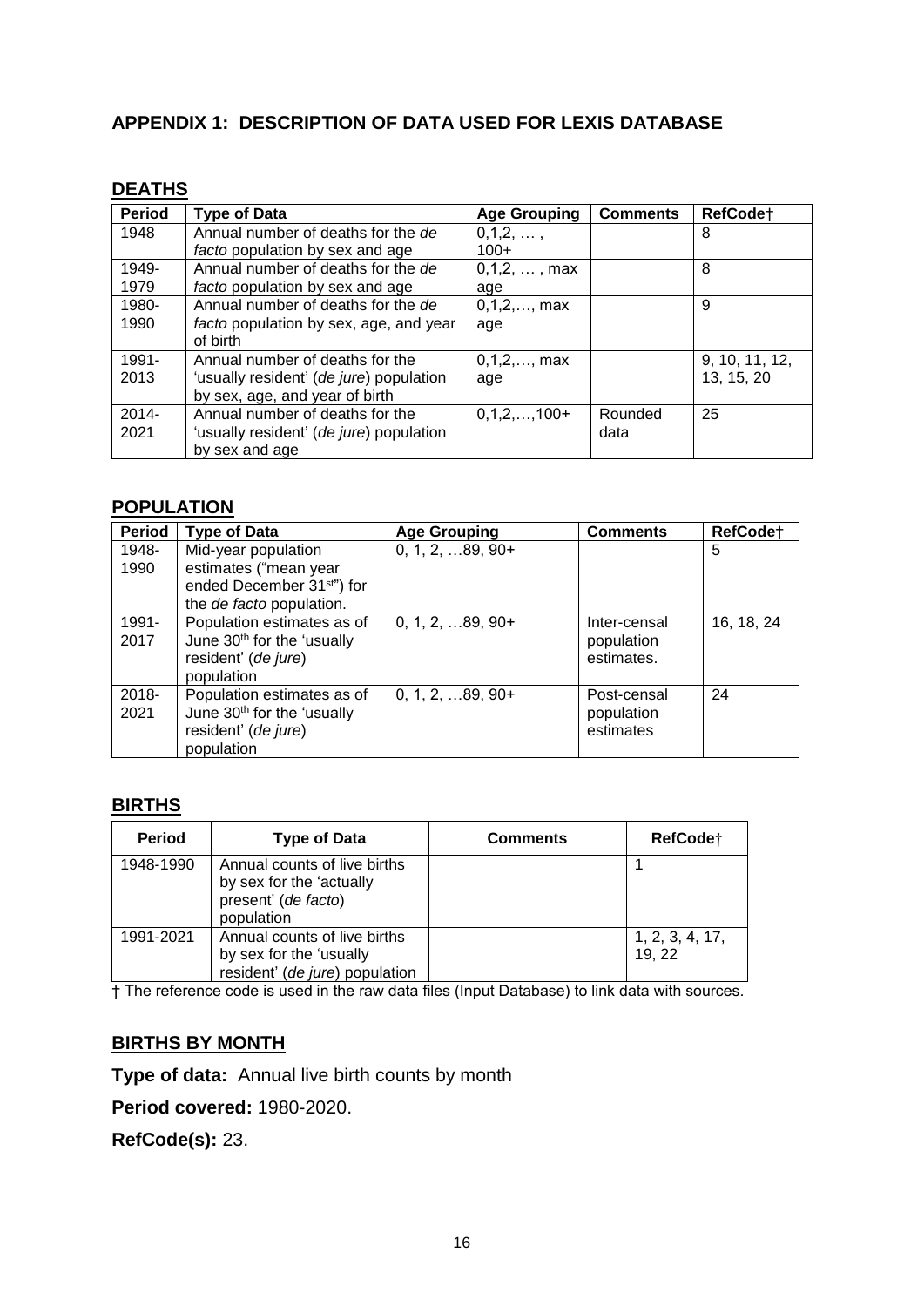## APPENDIX 1: DESCRIPTION OF DATA USED FOR LEXIS DATABASE

### DEATHS

| Period | Type of Data | Age Grouping | Comments | RefCode† |
|---|---|---|---|---|
| 1948 | Annual number of deaths for the *de facto* population by sex and age | 0,1,2, … , 100+ | | 8 |
| 1949-1979 | Annual number of deaths for the *de facto* population by sex and age | 0,1,2, … , max age | | 8 |
| 1980-1990 | Annual number of deaths for the *de facto* population by sex, age, and year of birth | 0,1,2,…, max age | | 9 |
| 1991-2013 | Annual number of deaths for the 'usually resident' (*de jure*) population by sex, age, and year of birth | 0,1,2,…, max age | | 9, 10, 11, 12, 13, 15, 20 |
| 2014-2021 | Annual number of deaths for the 'usually resident' (*de jure*) population by sex and age | 0,1,2,…,100+ | Rounded data | 25 |

### POPULATION

| Period | Type of Data | Age Grouping | Comments | RefCode† |
|---|---|---|---|---|
| 1948-1990 | Mid-year population estimates ("mean year ended December 31st") for the *de facto* population. | 0, 1, 2, …89, 90+ | | 5 |
| 1991-2017 | Population estimates as of June 30th for the 'usually resident' (*de jure*) population | 0, 1, 2, …89, 90+ | Inter-censal population estimates. | 16, 18, 24 |
| 2018-2021 | Population estimates as of June 30th for the 'usually resident' (*de jure*) population | 0, 1, 2, …89, 90+ | Post-censal population estimates | 24 |

### BIRTHS

| Period | Type of Data | Comments | RefCode† |
|---|---|---|---|
| 1948-1990 | Annual counts of live births by sex for the 'actually present' (*de facto*) population | | 1 |
| 1991-2021 | Annual counts of live births by sex for the 'usually resident' (*de jure*) population | | 1, 2, 3, 4, 17, 19, 22 |

† The reference code is used in the raw data files (Input Database) to link data with sources.

### BIRTHS BY MONTH

**Type of data:** Annual live birth counts by month

**Period covered:** 1980-2020.

**RefCode(s):** 23.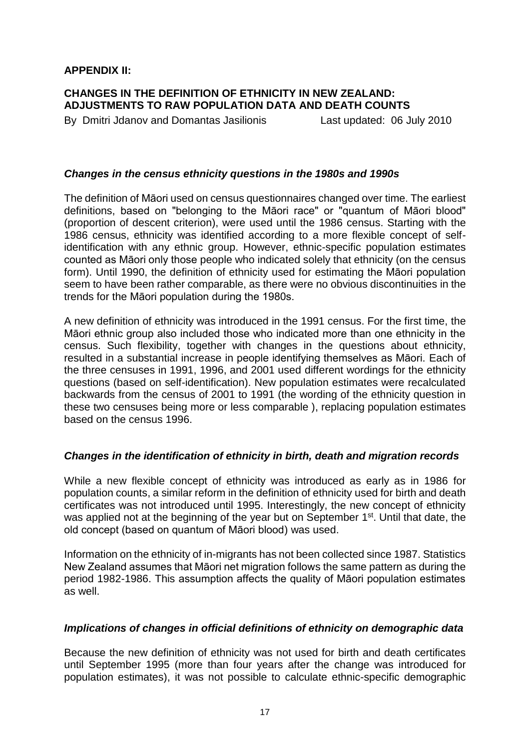**APPENDIX II:**

**CHANGES IN THE DEFINITION OF ETHNICITY IN NEW ZEALAND: ADJUSTMENTS TO RAW POPULATION DATA AND DEATH COUNTS**

By Dmitri Jdanov and Domantas Jasilionis  Last updated: 06 July 2010

### *Changes in the census ethnicity questions in the 1980s and 1990s*

The definition of Māori used on census questionnaires changed over time. The earliest definitions, based on "belonging to the Māori race" or "quantum of Māori blood" (proportion of descent criterion), were used until the 1986 census. Starting with the 1986 census, ethnicity was identified according to a more flexible concept of self-identification with any ethnic group. However, ethnic-specific population estimates counted as Māori only those people who indicated solely that ethnicity (on the census form). Until 1990, the definition of ethnicity used for estimating the Māori population seem to have been rather comparable, as there were no obvious discontinuities in the trends for the Māori population during the 1980s.

A new definition of ethnicity was introduced in the 1991 census. For the first time, the Māori ethnic group also included those who indicated more than one ethnicity in the census. Such flexibility, together with changes in the questions about ethnicity, resulted in a substantial increase in people identifying themselves as Māori. Each of the three censuses in 1991, 1996, and 2001 used different wordings for the ethnicity questions (based on self-identification). New population estimates were recalculated backwards from the census of 2001 to 1991 (the wording of the ethnicity question in these two censuses being more or less comparable ), replacing population estimates based on the census 1996.

### *Changes in the identification of ethnicity in birth, death and migration records*

While a new flexible concept of ethnicity was introduced as early as in 1986 for population counts, a similar reform in the definition of ethnicity used for birth and death certificates was not introduced until 1995. Interestingly, the new concept of ethnicity was applied not at the beginning of the year but on September 1st. Until that date, the old concept (based on quantum of Māori blood) was used.

Information on the ethnicity of in-migrants has not been collected since 1987. Statistics New Zealand assumes that Māori net migration follows the same pattern as during the period 1982-1986. This assumption affects the quality of Māori population estimates as well.

### *Implications of changes in official definitions of ethnicity on demographic data*

Because the new definition of ethnicity was not used for birth and death certificates until September 1995 (more than four years after the change was introduced for population estimates), it was not possible to calculate ethnic-specific demographic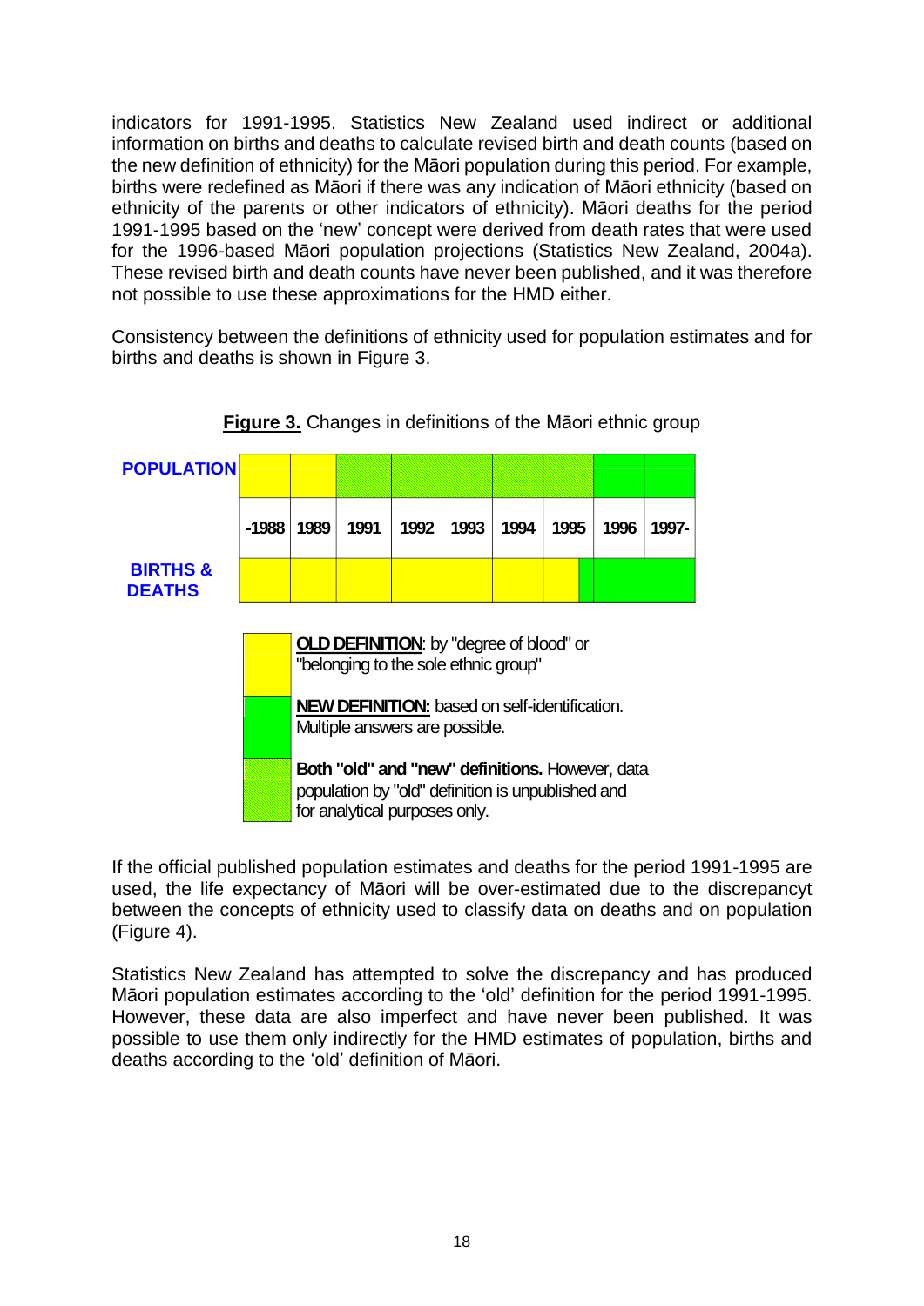indicators for 1991-1995. Statistics New Zealand used indirect or additional information on births and deaths to calculate revised birth and death counts (based on the new definition of ethnicity) for the Māori population during this period. For example, births were redefined as Māori if there was any indication of Māori ethnicity (based on ethnicity of the parents or other indicators of ethnicity). Māori deaths for the period 1991-1995 based on the 'new' concept were derived from death rates that were used for the 1996-based Māori population projections (Statistics New Zealand, 2004a). These revised birth and death counts have never been published, and it was therefore not possible to use these approximations for the HMD either.

Consistency between the definitions of ethnicity used for population estimates and for births and deaths is shown in Figure 3.

**Figure 3.** Changes in definitions of the Māori ethnic group

| | -1988 | 1989 | 1991 | 1992 | 1993 | 1994 | 1995 | 1996 | 1997- |
|---|---|---|---|---|---|---|---|---|---|
| **POPULATION** | Old | Old | Both | Both | Both | Both | Both | New | New |
| **BIRTHS & DEATHS** | Old | Old | Old | Old | Old | Old | Old / New | New | New |

**OLD DEFINITION**: by "degree of blood" or "belonging to the sole ethnic group"

**NEW DEFINITION:** based on self-identification. Multiple answers are possible.

**Both "old" and "new" definitions.** However, data population by "old" definition is unpublished and for analytical purposes only.

If the official published population estimates and deaths for the period 1991-1995 are used, the life expectancy of Māori will be over-estimated due to the discrepancyt between the concepts of ethnicity used to classify data on deaths and on population (Figure 4).

Statistics New Zealand has attempted to solve the discrepancy and has produced Māori population estimates according to the 'old' definition for the period 1991-1995. However, these data are also imperfect and have never been published. It was possible to use them only indirectly for the HMD estimates of population, births and deaths according to the 'old' definition of Māori.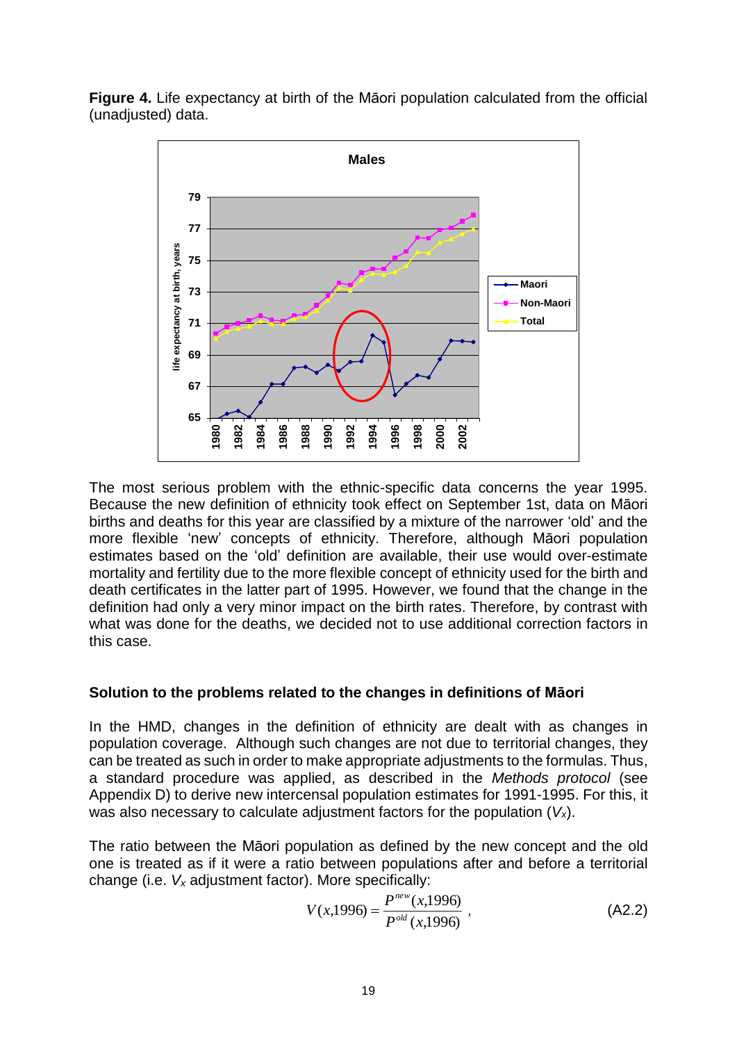**Figure 4.** Life expectancy at birth of the Māori population calculated from the official (unadjusted) data.

The most serious problem with the ethnic-specific data concerns the year 1995. Because the new definition of ethnicity took effect on September 1st, data on Māori births and deaths for this year are classified by a mixture of the narrower 'old' and the more flexible 'new' concepts of ethnicity. Therefore, although Māori population estimates based on the 'old' definition are available, their use would over-estimate mortality and fertility due to the more flexible concept of ethnicity used for the birth and death certificates in the latter part of 1995. However, we found that the change in the definition had only a very minor impact on the birth rates. Therefore, by contrast with what was done for the deaths, we decided not to use additional correction factors in this case.

### Solution to the problems related to the changes in definitions of Māori

In the HMD, changes in the definition of ethnicity are dealt with as changes in population coverage. Although such changes are not due to territorial changes, they can be treated as such in order to make appropriate adjustments to the formulas. Thus, a standard procedure was applied, as described in the *Methods protocol* (see Appendix D) to derive new intercensal population estimates for 1991-1995. For this, it was also necessary to calculate adjustment factors for the population ($V_x$).

The ratio between the Māori population as defined by the new concept and the old one is treated as if it were a ratio between populations after and before a territorial change (i.e. $V_x$ adjustment factor). More specifically:

$$V(x,1996) = \frac{P^{new}(x,1996)}{P^{old}(x,1996)}\ , \qquad \text{(A2.2)}$$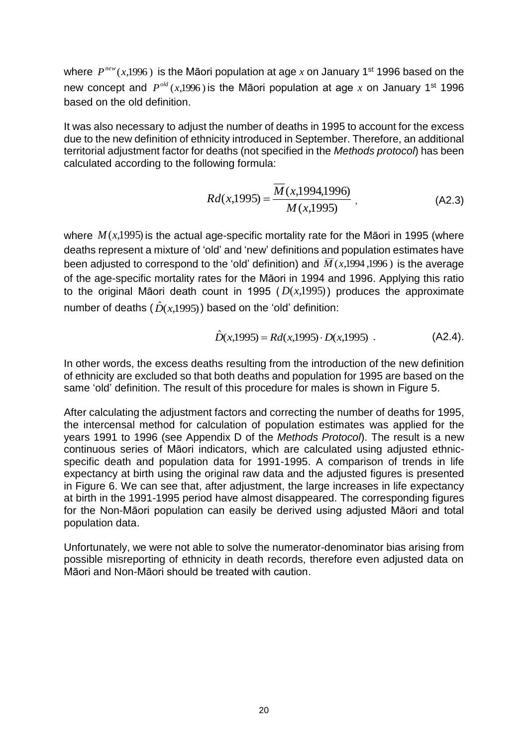where $P^{new}(x,1996)$ is the Māori population at age $x$ on January 1st 1996 based on the new concept and $P^{old}(x,1996)$ is the Māori population at age $x$ on January 1st 1996 based on the old definition.

It was also necessary to adjust the number of deaths in 1995 to account for the excess due to the new definition of ethnicity introduced in September. Therefore, an additional territorial adjustment factor for deaths (not specified in the *Methods protocol*) has been calculated according to the following formula:

$$Rd(x,1995) = \frac{\overline{M}(x,1994,1996)}{M(x,1995)} , \qquad \text{(A2.3)}$$

where $M(x,1995)$ is the actual age-specific mortality rate for the Māori in 1995 (where deaths represent a mixture of 'old' and 'new' definitions and population estimates have been adjusted to correspond to the 'old' definition) and $\overline{M}(x,1994,1996)$ is the average of the age-specific mortality rates for the Māori in 1994 and 1996. Applying this ratio to the original Māori death count in 1995 ($D(x,1995)$) produces the approximate number of deaths ($\hat{D}(x,1995)$) based on the 'old' definition:

$$\hat{D}(x,1995) = Rd(x,1995) \cdot D(x,1995) \ . \qquad \text{(A2.4).}$$

In other words, the excess deaths resulting from the introduction of the new definition of ethnicity are excluded so that both deaths and population for 1995 are based on the same 'old' definition. The result of this procedure for males is shown in Figure 5.

After calculating the adjustment factors and correcting the number of deaths for 1995, the intercensal method for calculation of population estimates was applied for the years 1991 to 1996 (see Appendix D of the *Methods Protocol*). The result is a new continuous series of Māori indicators, which are calculated using adjusted ethnic-specific death and population data for 1991-1995. A comparison of trends in life expectancy at birth using the original raw data and the adjusted figures is presented in Figure 6. We can see that, after adjustment, the large increases in life expectancy at birth in the 1991-1995 period have almost disappeared. The corresponding figures for the Non-Māori population can easily be derived using adjusted Māori and total population data.

Unfortunately, we were not able to solve the numerator-denominator bias arising from possible misreporting of ethnicity in death records, therefore even adjusted data on Māori and Non-Māori should be treated with caution.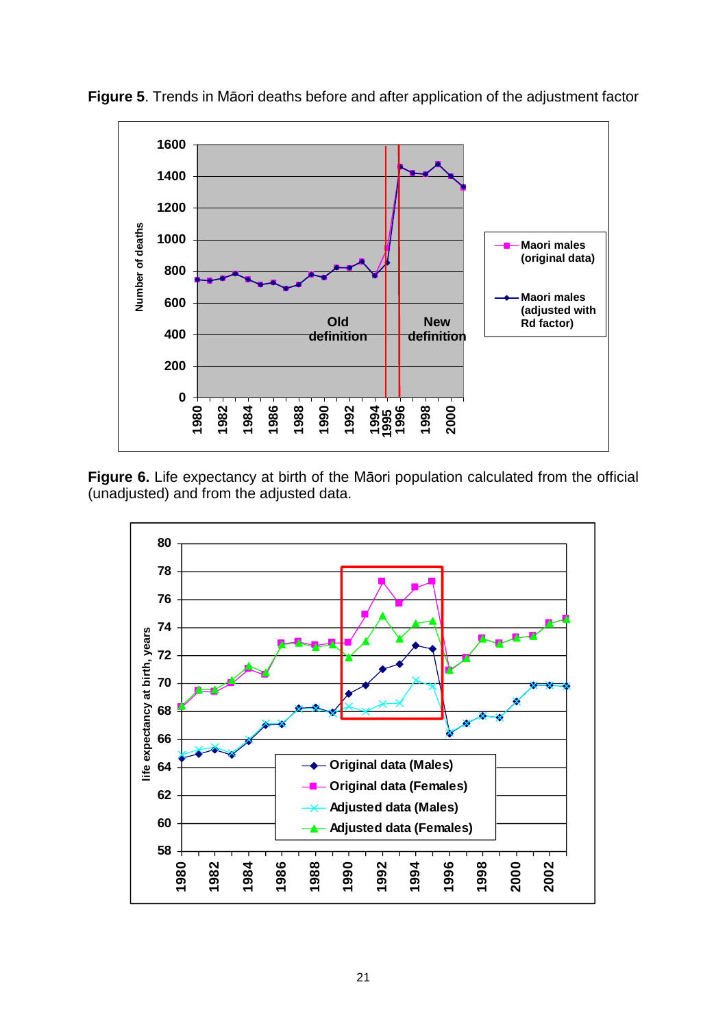**Figure 5**. Trends in Māori deaths before and after application of the adjustment factor

**Figure 6.** Life expectancy at birth of the Māori population calculated from the official (unadjusted) and from the adjusted data.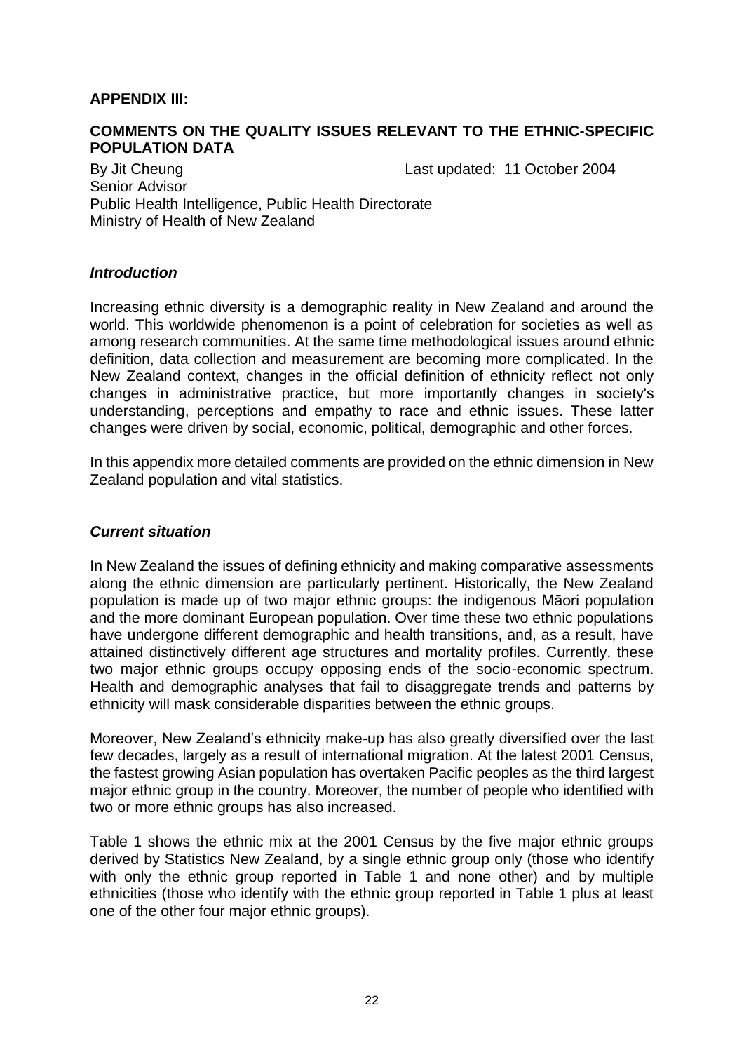**APPENDIX III:**

**COMMENTS ON THE QUALITY ISSUES RELEVANT TO THE ETHNIC-SPECIFIC POPULATION DATA**

By Jit Cheung  
Last updated: 11 October 2004  
Senior Advisor  
Public Health Intelligence, Public Health Directorate  
Ministry of Health of New Zealand

***Introduction***

Increasing ethnic diversity is a demographic reality in New Zealand and around the world. This worldwide phenomenon is a point of celebration for societies as well as among research communities. At the same time methodological issues around ethnic definition, data collection and measurement are becoming more complicated. In the New Zealand context, changes in the official definition of ethnicity reflect not only changes in administrative practice, but more importantly changes in society's understanding, perceptions and empathy to race and ethnic issues. These latter changes were driven by social, economic, political, demographic and other forces.

In this appendix more detailed comments are provided on the ethnic dimension in New Zealand population and vital statistics.

***Current situation***

In New Zealand the issues of defining ethnicity and making comparative assessments along the ethnic dimension are particularly pertinent. Historically, the New Zealand population is made up of two major ethnic groups: the indigenous Māori population and the more dominant European population. Over time these two ethnic populations have undergone different demographic and health transitions, and, as a result, have attained distinctively different age structures and mortality profiles. Currently, these two major ethnic groups occupy opposing ends of the socio-economic spectrum. Health and demographic analyses that fail to disaggregate trends and patterns by ethnicity will mask considerable disparities between the ethnic groups.

Moreover, New Zealand's ethnicity make-up has also greatly diversified over the last few decades, largely as a result of international migration. At the latest 2001 Census, the fastest growing Asian population has overtaken Pacific peoples as the third largest major ethnic group in the country. Moreover, the number of people who identified with two or more ethnic groups has also increased.

Table 1 shows the ethnic mix at the 2001 Census by the five major ethnic groups derived by Statistics New Zealand, by a single ethnic group only (those who identify with only the ethnic group reported in Table 1 and none other) and by multiple ethnicities (those who identify with the ethnic group reported in Table 1 plus at least one of the other four major ethnic groups).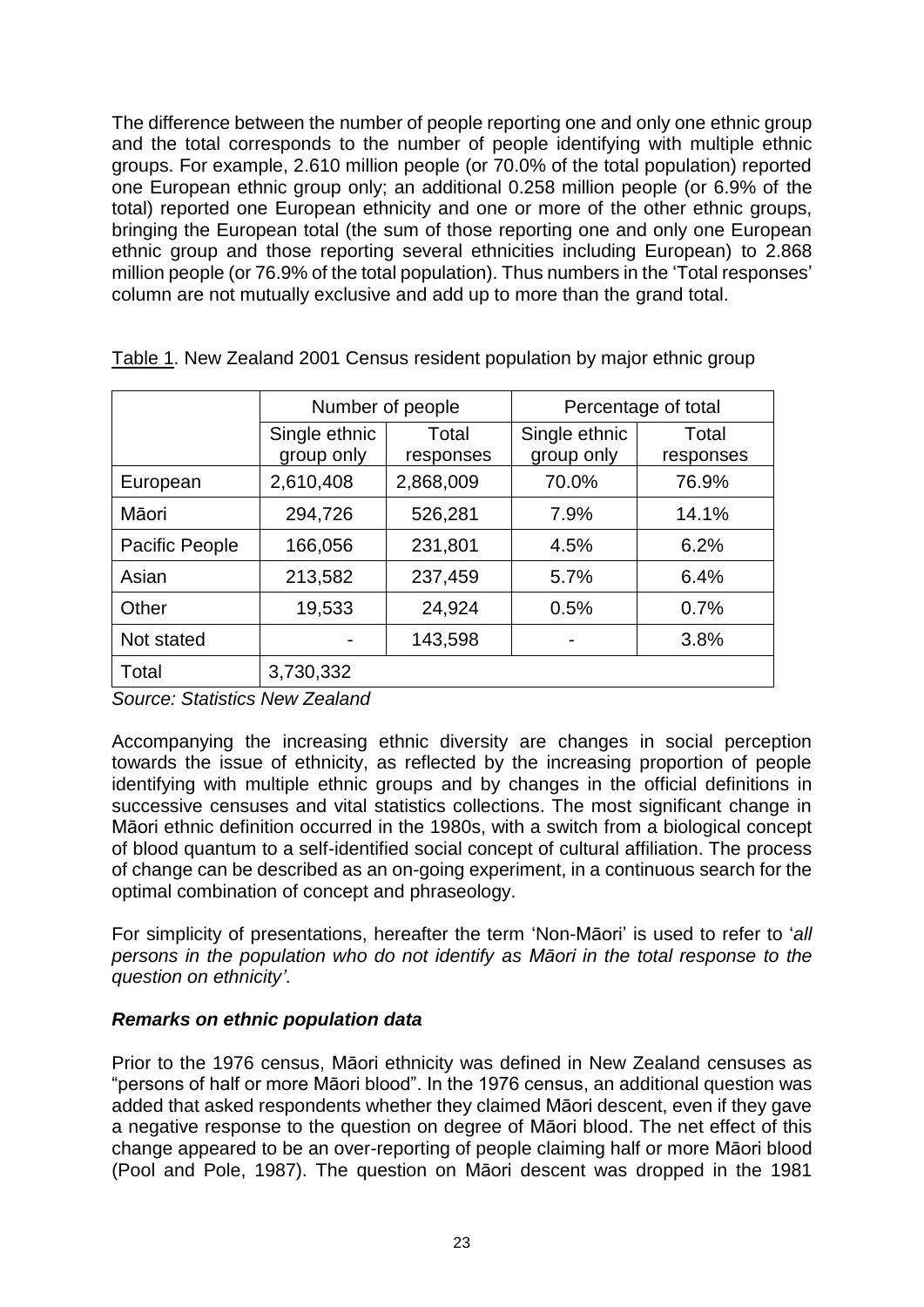The difference between the number of people reporting one and only one ethnic group and the total corresponds to the number of people identifying with multiple ethnic groups. For example, 2.610 million people (or 70.0% of the total population) reported one European ethnic group only; an additional 0.258 million people (or 6.9% of the total) reported one European ethnicity and one or more of the other ethnic groups, bringing the European total (the sum of those reporting one and only one European ethnic group and those reporting several ethnicities including European) to 2.868 million people (or 76.9% of the total population). Thus numbers in the 'Total responses' column are not mutually exclusive and add up to more than the grand total.

Table 1. New Zealand 2001 Census resident population by major ethnic group

| | Number of people | | Percentage of total | |
|---|---|---|---|---|
| | Single ethnic group only | Total responses | Single ethnic group only | Total responses |
| European | 2,610,408 | 2,868,009 | 70.0% | 76.9% |
| Māori | 294,726 | 526,281 | 7.9% | 14.1% |
| Pacific People | 166,056 | 231,801 | 4.5% | 6.2% |
| Asian | 213,582 | 237,459 | 5.7% | 6.4% |
| Other | 19,533 | 24,924 | 0.5% | 0.7% |
| Not stated | - | 143,598 | - | 3.8% |
| Total | 3,730,332 | | | |

*Source: Statistics New Zealand*

Accompanying the increasing ethnic diversity are changes in social perception towards the issue of ethnicity, as reflected by the increasing proportion of people identifying with multiple ethnic groups and by changes in the official definitions in successive censuses and vital statistics collections. The most significant change in Māori ethnic definition occurred in the 1980s, with a switch from a biological concept of blood quantum to a self-identified social concept of cultural affiliation. The process of change can be described as an on-going experiment, in a continuous search for the optimal combination of concept and phraseology.

For simplicity of presentations, hereafter the term 'Non-Māori' is used to refer to '*all persons in the population who do not identify as Māori in the total response to the question on ethnicity'*.

***Remarks on ethnic population data***

Prior to the 1976 census, Māori ethnicity was defined in New Zealand censuses as "persons of half or more Māori blood". In the 1976 census, an additional question was added that asked respondents whether they claimed Māori descent, even if they gave a negative response to the question on degree of Māori blood. The net effect of this change appeared to be an over-reporting of people claiming half or more Māori blood (Pool and Pole, 1987). The question on Māori descent was dropped in the 1981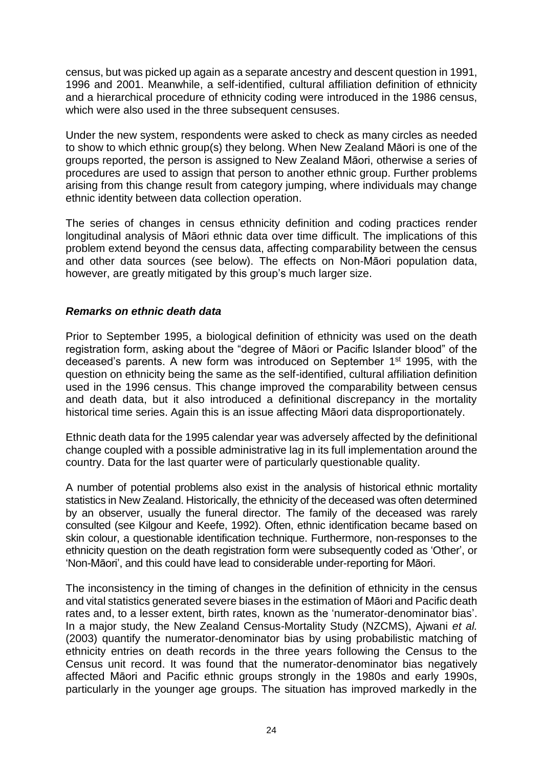census, but was picked up again as a separate ancestry and descent question in 1991, 1996 and 2001. Meanwhile, a self-identified, cultural affiliation definition of ethnicity and a hierarchical procedure of ethnicity coding were introduced in the 1986 census, which were also used in the three subsequent censuses.

Under the new system, respondents were asked to check as many circles as needed to show to which ethnic group(s) they belong. When New Zealand Māori is one of the groups reported, the person is assigned to New Zealand Māori, otherwise a series of procedures are used to assign that person to another ethnic group. Further problems arising from this change result from category jumping, where individuals may change ethnic identity between data collection operation.

The series of changes in census ethnicity definition and coding practices render longitudinal analysis of Māori ethnic data over time difficult. The implications of this problem extend beyond the census data, affecting comparability between the census and other data sources (see below). The effects on Non-Māori population data, however, are greatly mitigated by this group's much larger size.

### *Remarks on ethnic death data*

Prior to September 1995, a biological definition of ethnicity was used on the death registration form, asking about the "degree of Māori or Pacific Islander blood" of the deceased's parents. A new form was introduced on September 1st 1995, with the question on ethnicity being the same as the self-identified, cultural affiliation definition used in the 1996 census. This change improved the comparability between census and death data, but it also introduced a definitional discrepancy in the mortality historical time series. Again this is an issue affecting Māori data disproportionately.

Ethnic death data for the 1995 calendar year was adversely affected by the definitional change coupled with a possible administrative lag in its full implementation around the country. Data for the last quarter were of particularly questionable quality.

A number of potential problems also exist in the analysis of historical ethnic mortality statistics in New Zealand. Historically, the ethnicity of the deceased was often determined by an observer, usually the funeral director. The family of the deceased was rarely consulted (see Kilgour and Keefe, 1992). Often, ethnic identification became based on skin colour, a questionable identification technique. Furthermore, non-responses to the ethnicity question on the death registration form were subsequently coded as 'Other', or 'Non-Māori', and this could have lead to considerable under-reporting for Māori.

The inconsistency in the timing of changes in the definition of ethnicity in the census and vital statistics generated severe biases in the estimation of Māori and Pacific death rates and, to a lesser extent, birth rates, known as the 'numerator-denominator bias'. In a major study, the New Zealand Census-Mortality Study (NZCMS), Ajwani *et al.* (2003) quantify the numerator-denominator bias by using probabilistic matching of ethnicity entries on death records in the three years following the Census to the Census unit record. It was found that the numerator-denominator bias negatively affected Māori and Pacific ethnic groups strongly in the 1980s and early 1990s, particularly in the younger age groups. The situation has improved markedly in the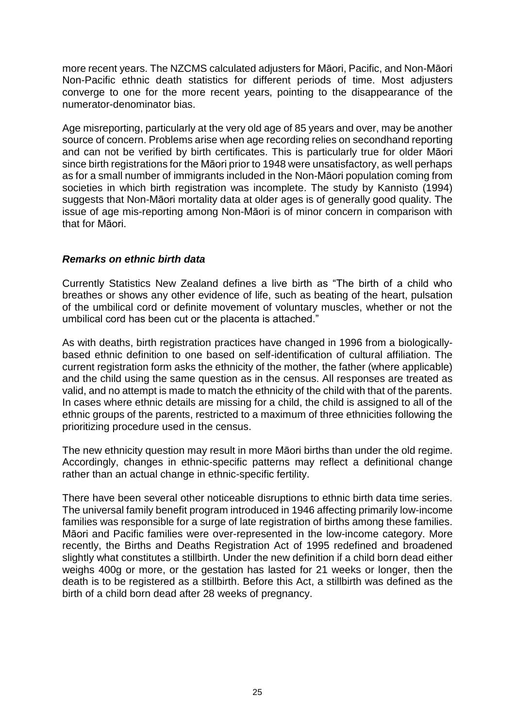more recent years. The NZCMS calculated adjusters for Māori, Pacific, and Non-Māori Non-Pacific ethnic death statistics for different periods of time. Most adjusters converge to one for the more recent years, pointing to the disappearance of the numerator-denominator bias.

Age misreporting, particularly at the very old age of 85 years and over, may be another source of concern. Problems arise when age recording relies on secondhand reporting and can not be verified by birth certificates. This is particularly true for older Māori since birth registrations for the Māori prior to 1948 were unsatisfactory, as well perhaps as for a small number of immigrants included in the Non-Māori population coming from societies in which birth registration was incomplete. The study by Kannisto (1994) suggests that Non-Māori mortality data at older ages is of generally good quality. The issue of age mis-reporting among Non-Māori is of minor concern in comparison with that for Māori.

### *Remarks on ethnic birth data*

Currently Statistics New Zealand defines a live birth as "The birth of a child who breathes or shows any other evidence of life, such as beating of the heart, pulsation of the umbilical cord or definite movement of voluntary muscles, whether or not the umbilical cord has been cut or the placenta is attached."

As with deaths, birth registration practices have changed in 1996 from a biologically-based ethnic definition to one based on self-identification of cultural affiliation. The current registration form asks the ethnicity of the mother, the father (where applicable) and the child using the same question as in the census. All responses are treated as valid, and no attempt is made to match the ethnicity of the child with that of the parents. In cases where ethnic details are missing for a child, the child is assigned to all of the ethnic groups of the parents, restricted to a maximum of three ethnicities following the prioritizing procedure used in the census.

The new ethnicity question may result in more Māori births than under the old regime. Accordingly, changes in ethnic-specific patterns may reflect a definitional change rather than an actual change in ethnic-specific fertility.

There have been several other noticeable disruptions to ethnic birth data time series. The universal family benefit program introduced in 1946 affecting primarily low-income families was responsible for a surge of late registration of births among these families. Māori and Pacific families were over-represented in the low-income category. More recently, the Births and Deaths Registration Act of 1995 redefined and broadened slightly what constitutes a stillbirth. Under the new definition if a child born dead either weighs 400g or more, or the gestation has lasted for 21 weeks or longer, then the death is to be registered as a stillbirth. Before this Act, a stillbirth was defined as the birth of a child born dead after 28 weeks of pregnancy.